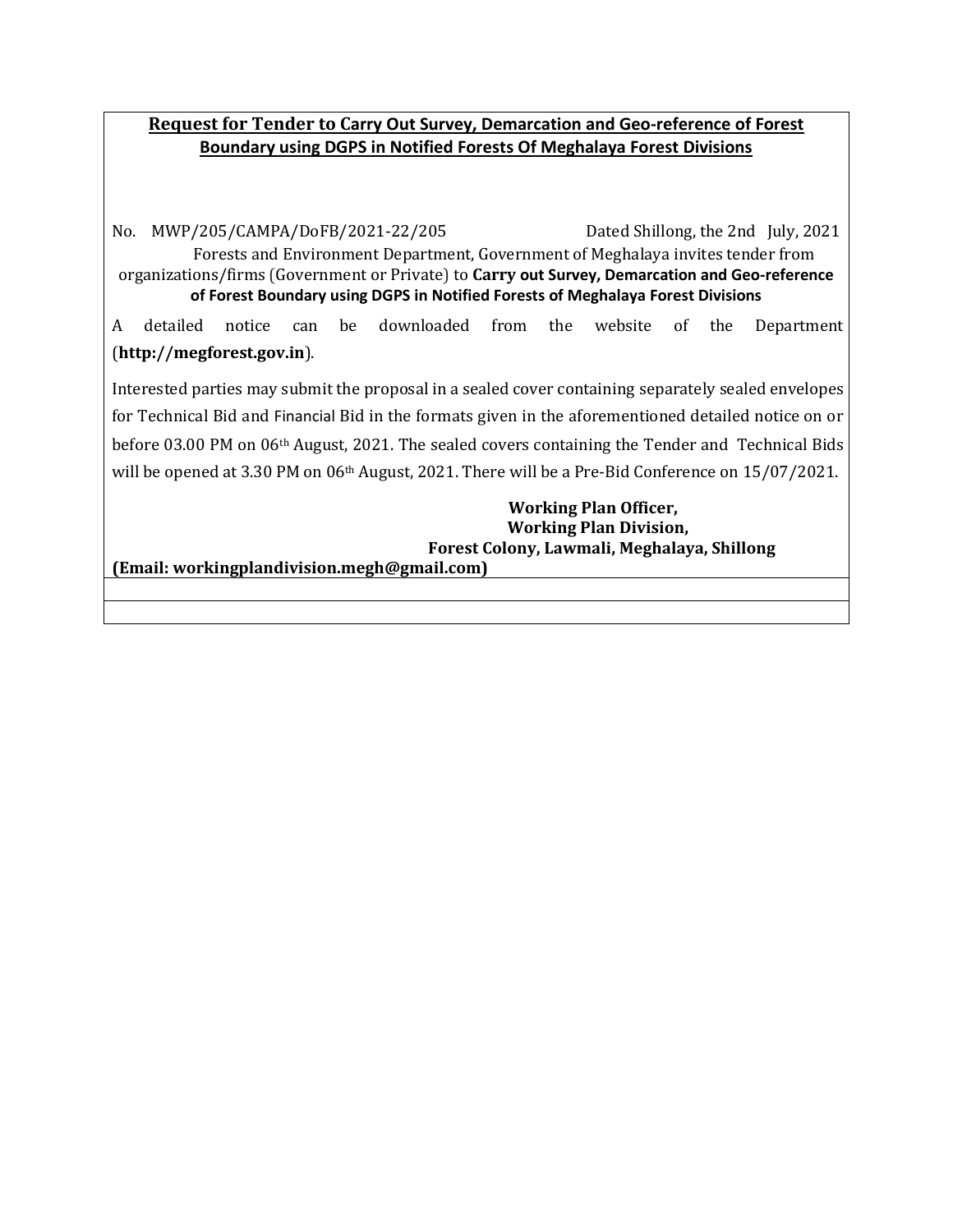**Request for Tender to Carry Out Survey, Demarcation and Geo-reference of Forest Boundary using DGPS in Notified Forests Of Meghalaya Forest Divisions**

No. MWP/205/CAMPA/DoFB/2021-22/205 Dated Shillong, the 2nd July, 2021

Forests and Environment Department, Government of Meghalaya invites tender from organizations/firms (Government or Private) to **Carry out Survey, Demarcation and Geo-reference of Forest Boundary using DGPS in Notified Forests of Meghalaya Forest Divisions**

A detailed notice can be downloaded from the website of the Department (**http://megforest.gov.in**).

Interested parties may submit the proposal in a sealed cover containing separately sealed envelopes for Technical Bid and Financial Bid in the formats given in the aforementioned detailed notice on or before 03.00 PM on 06th August, 2021. The sealed covers containing the Tender and Technical Bids will be opened at 3.30 PM on 06th August, 2021. There will be a Pre-Bid Conference on 15/07/2021.

**Working Plan Officer,**
**Working Plan Division,**
**Forest Colony, Lawmali, Meghalaya, Shillong**
**(Email: workingplandivision.megh@gmail.com)**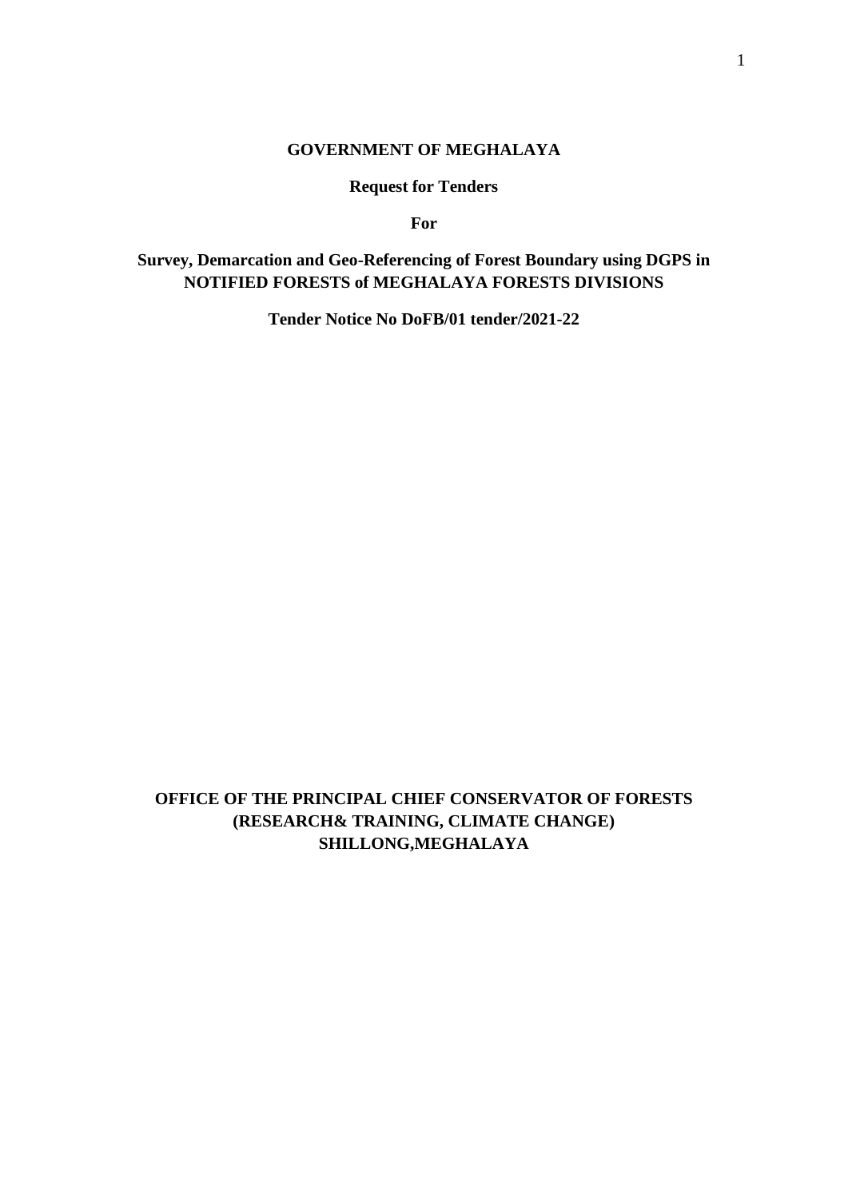**GOVERNMENT OF MEGHALAYA**

**Request for Tenders**

**For**

# Survey, Demarcation and Geo-Referencing of Forest Boundary using DGPS in NOTIFIED FORESTS of MEGHALAYA FORESTS DIVISIONS

**Tender Notice No DoFB/01 tender/2021-22**

**OFFICE OF THE PRINCIPAL CHIEF CONSERVATOR OF FORESTS (RESEARCH& TRAINING, CLIMATE CHANGE) SHILLONG,MEGHALAYA**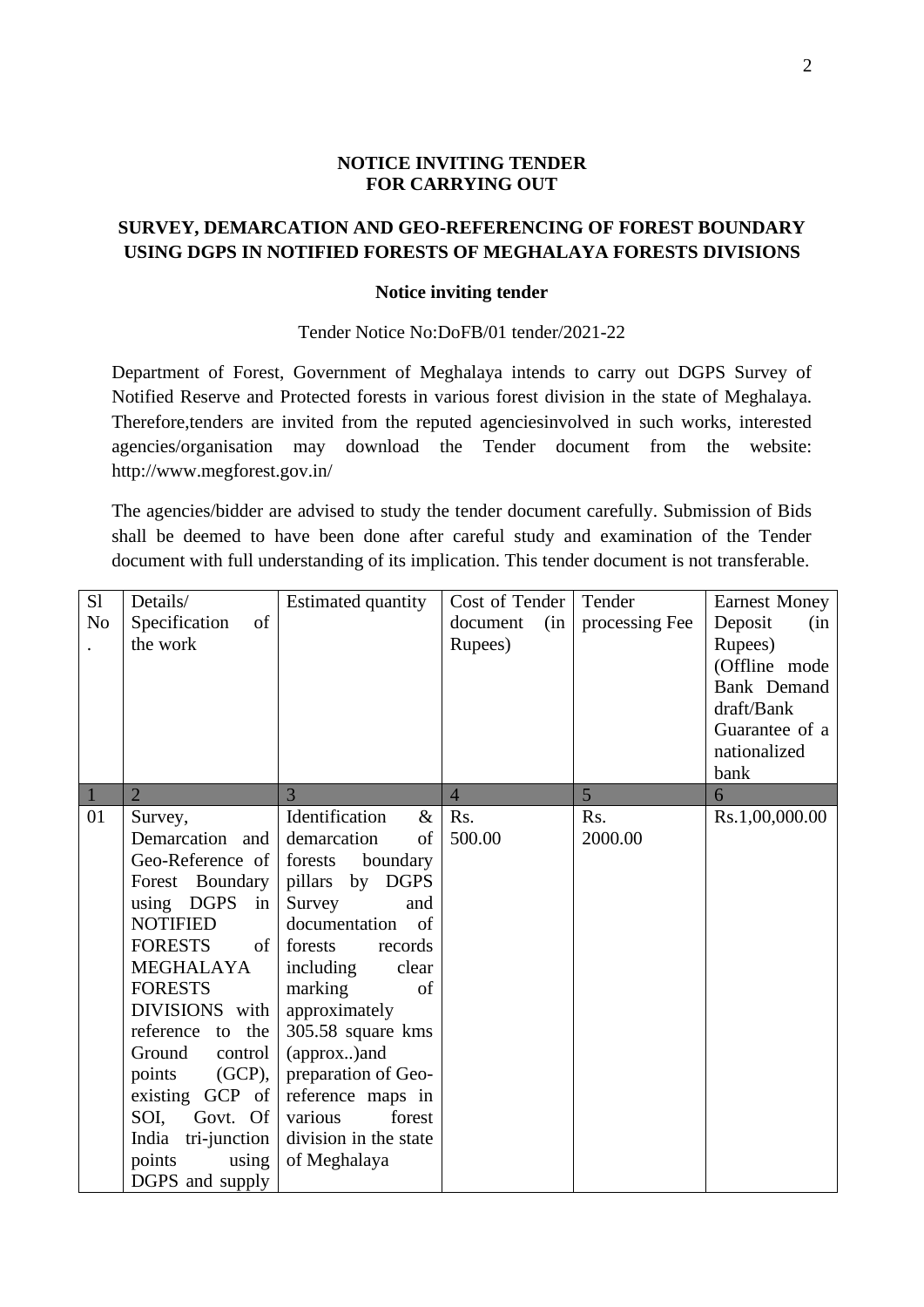**NOTICE INVITING TENDER**
**FOR CARRYING OUT**

## SURVEY, DEMARCATION AND GEO-REFERENCING OF FOREST BOUNDARY USING DGPS IN NOTIFIED FORESTS OF MEGHALAYA FORESTS DIVISIONS

**Notice inviting tender**

Tender Notice No:DoFB/01 tender/2021-22

Department of Forest, Government of Meghalaya intends to carry out DGPS Survey of Notified Reserve and Protected forests in various forest division in the state of Meghalaya. Therefore,tenders are invited from the reputed agenciesinvolved in such works, interested agencies/organisation may download the Tender document from the website: http://www.megforest.gov.in/

The agencies/bidder are advised to study the tender document carefully. Submission of Bids shall be deemed to have been done after careful study and examination of the Tender document with full understanding of its implication. This tender document is not transferable.

| Sl No. | Details/ Specification of the work | Estimated quantity | Cost of Tender document (in Rupees) | Tender processing Fee | Earnest Money Deposit (in Rupees) (Offline mode Bank Demand draft/Bank Guarantee of a nationalized bank |
|---|---|---|---|---|---|
| 1 | 2 | 3 | 4 | 5 | 6 |
| 01 | Survey, Demarcation and Geo-Reference of Forest Boundary using DGPS in NOTIFIED FORESTS of MEGHALAYA FORESTS DIVISIONS with reference to the Ground control points (GCP), existing GCP of SOI, Govt. Of India tri-junction points using DGPS and supply | Identification & demarcation of forests boundary pillars by DGPS Survey and documentation of forests records including clear marking of approximately 305.58 square kms (approx..)and preparation of Geo-reference maps in various forest division in the state of Meghalaya | Rs. 500.00 | Rs. 2000.00 | Rs.1,00,000.00 |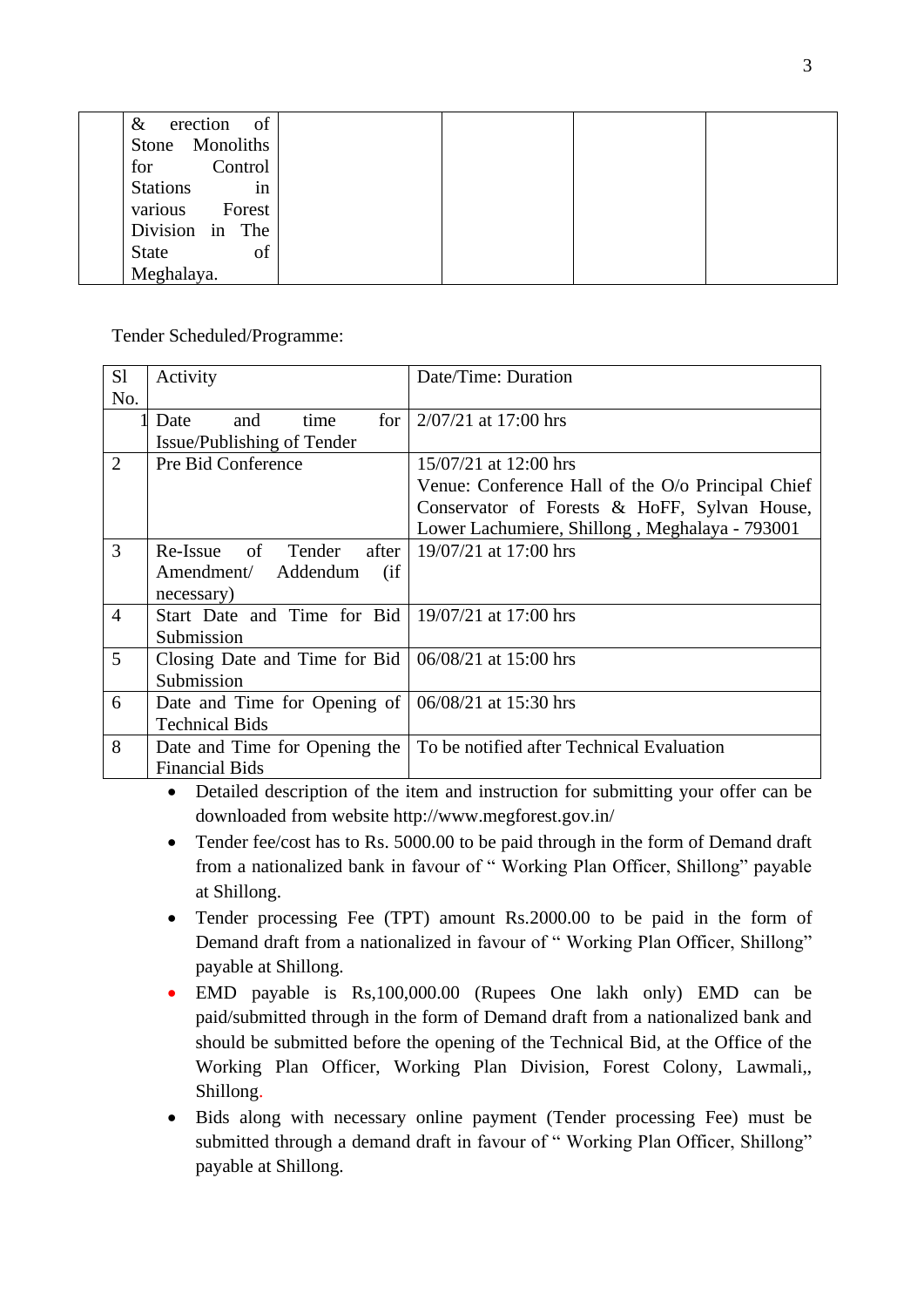|  | & erection of Stone Monoliths for Control Stations in various Forest Division in The State of Meghalaya. |  |  |  |  |
|---|---|---|---|---|---|

Tender Scheduled/Programme:

| Sl No. | Activity | Date/Time: Duration |
|---|---|---|
| 1 | Date and time for Issue/Publishing of Tender | 2/07/21 at 17:00 hrs |
| 2 | Pre Bid Conference | 15/07/21 at 12:00 hrs<br>Venue: Conference Hall of the O/o Principal Chief Conservator of Forests & HoFF, Sylvan House, Lower Lachumiere, Shillong , Meghalaya - 793001 |
| 3 | Re-Issue of Tender after Amendment/ Addendum (if necessary) | 19/07/21 at 17:00 hrs |
| 4 | Start Date and Time for Bid Submission | 19/07/21 at 17:00 hrs |
| 5 | Closing Date and Time for Bid Submission | 06/08/21 at 15:00 hrs |
| 6 | Date and Time for Opening of Technical Bids | 06/08/21 at 15:30 hrs |
| 8 | Date and Time for Opening the Financial Bids | To be notified after Technical Evaluation |

- Detailed description of the item and instruction for submitting your offer can be downloaded from website http://www.megforest.gov.in/
- Tender fee/cost has to Rs. 5000.00 to be paid through in the form of Demand draft from a nationalized bank in favour of " Working Plan Officer, Shillong" payable at Shillong.
- Tender processing Fee (TPT) amount Rs.2000.00 to be paid in the form of Demand draft from a nationalized in favour of " Working Plan Officer, Shillong" payable at Shillong.
- EMD payable is Rs,100,000.00 (Rupees One lakh only) EMD can be paid/submitted through in the form of Demand draft from a nationalized bank and should be submitted before the opening of the Technical Bid, at the Office of the Working Plan Officer, Working Plan Division, Forest Colony, Lawmali,, Shillong.
- Bids along with necessary online payment (Tender processing Fee) must be submitted through a demand draft in favour of " Working Plan Officer, Shillong" payable at Shillong.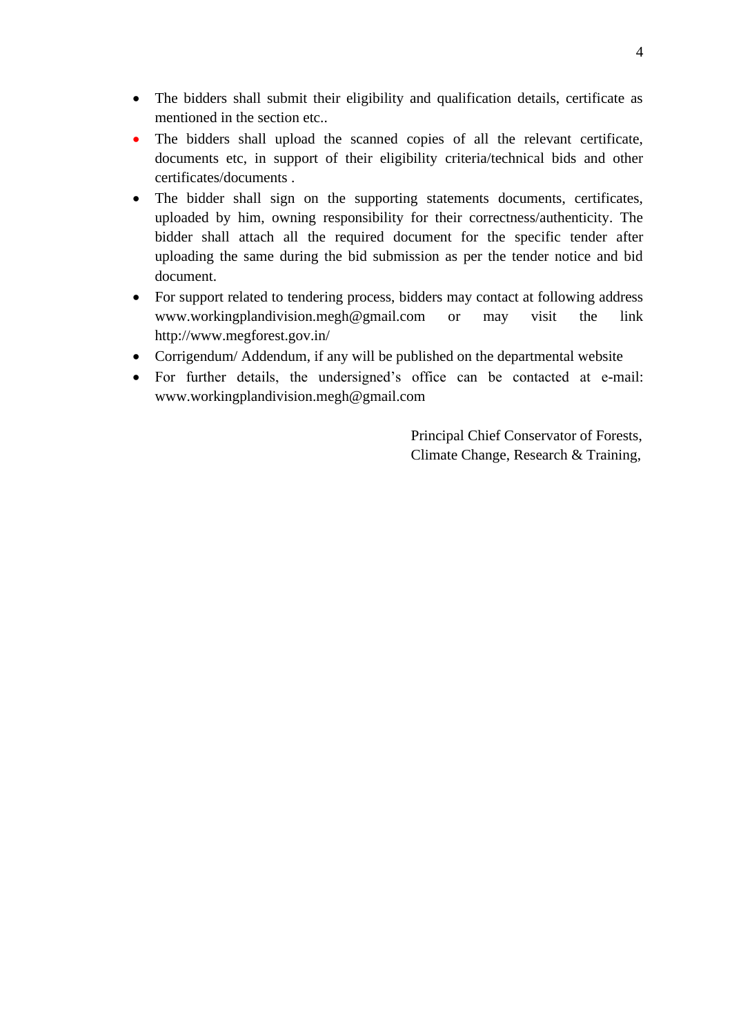- The bidders shall submit their eligibility and qualification details, certificate as mentioned in the section etc..
- The bidders shall upload the scanned copies of all the relevant certificate, documents etc, in support of their eligibility criteria/technical bids and other certificates/documents .
- The bidder shall sign on the supporting statements documents, certificates, uploaded by him, owning responsibility for their correctness/authenticity. The bidder shall attach all the required document for the specific tender after uploading the same during the bid submission as per the tender notice and bid document.
- For support related to tendering process, bidders may contact at following address www.workingplandivision.megh@gmail.com or may visit the link http://www.megforest.gov.in/
- Corrigendum/ Addendum, if any will be published on the departmental website
- For further details, the undersigned's office can be contacted at e-mail: www.workingplandivision.megh@gmail.com

Principal Chief Conservator of Forests,
Climate Change, Research & Training,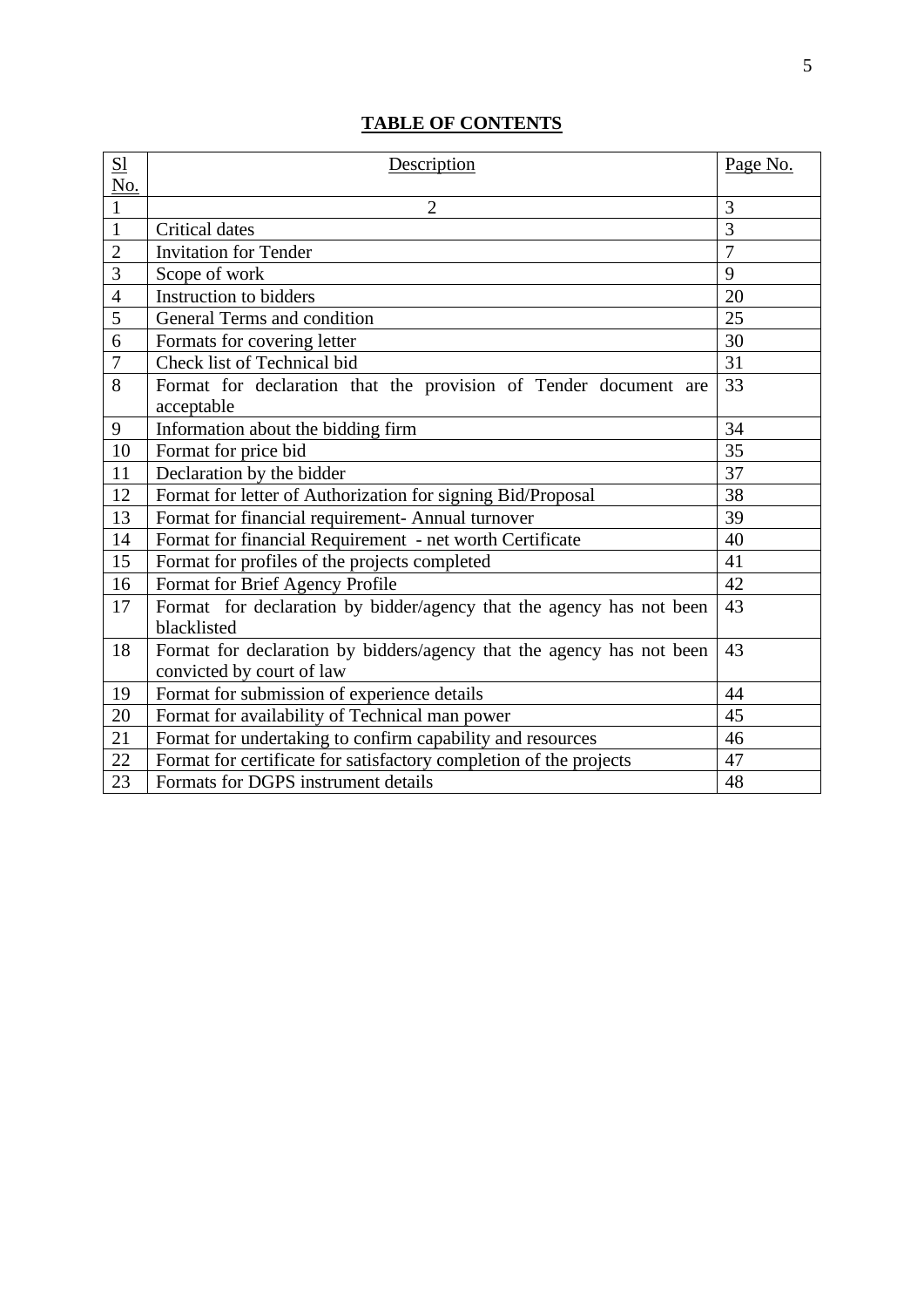## TABLE OF CONTENTS

| Sl No. | Description | Page No. |
|---|---|---|
| 1 | 2 | 3 |
| 1 | Critical dates | 3 |
| 2 | Invitation for Tender | 7 |
| 3 | Scope of work | 9 |
| 4 | Instruction to bidders | 20 |
| 5 | General Terms and condition | 25 |
| 6 | Formats for covering letter | 30 |
| 7 | Check list of Technical bid | 31 |
| 8 | Format for declaration that the provision of Tender document are acceptable | 33 |
| 9 | Information about the bidding firm | 34 |
| 10 | Format for price bid | 35 |
| 11 | Declaration by the bidder | 37 |
| 12 | Format for letter of Authorization for signing Bid/Proposal | 38 |
| 13 | Format for financial requirement- Annual turnover | 39 |
| 14 | Format for financial Requirement - net worth Certificate | 40 |
| 15 | Format for profiles of the projects completed | 41 |
| 16 | Format for Brief Agency Profile | 42 |
| 17 | Format for declaration by bidder/agency that the agency has not been blacklisted | 43 |
| 18 | Format for declaration by bidders/agency that the agency has not been convicted by court of law | 43 |
| 19 | Format for submission of experience details | 44 |
| 20 | Format for availability of Technical man power | 45 |
| 21 | Format for undertaking to confirm capability and resources | 46 |
| 22 | Format for certificate for satisfactory completion of the projects | 47 |
| 23 | Formats for DGPS instrument details | 48 |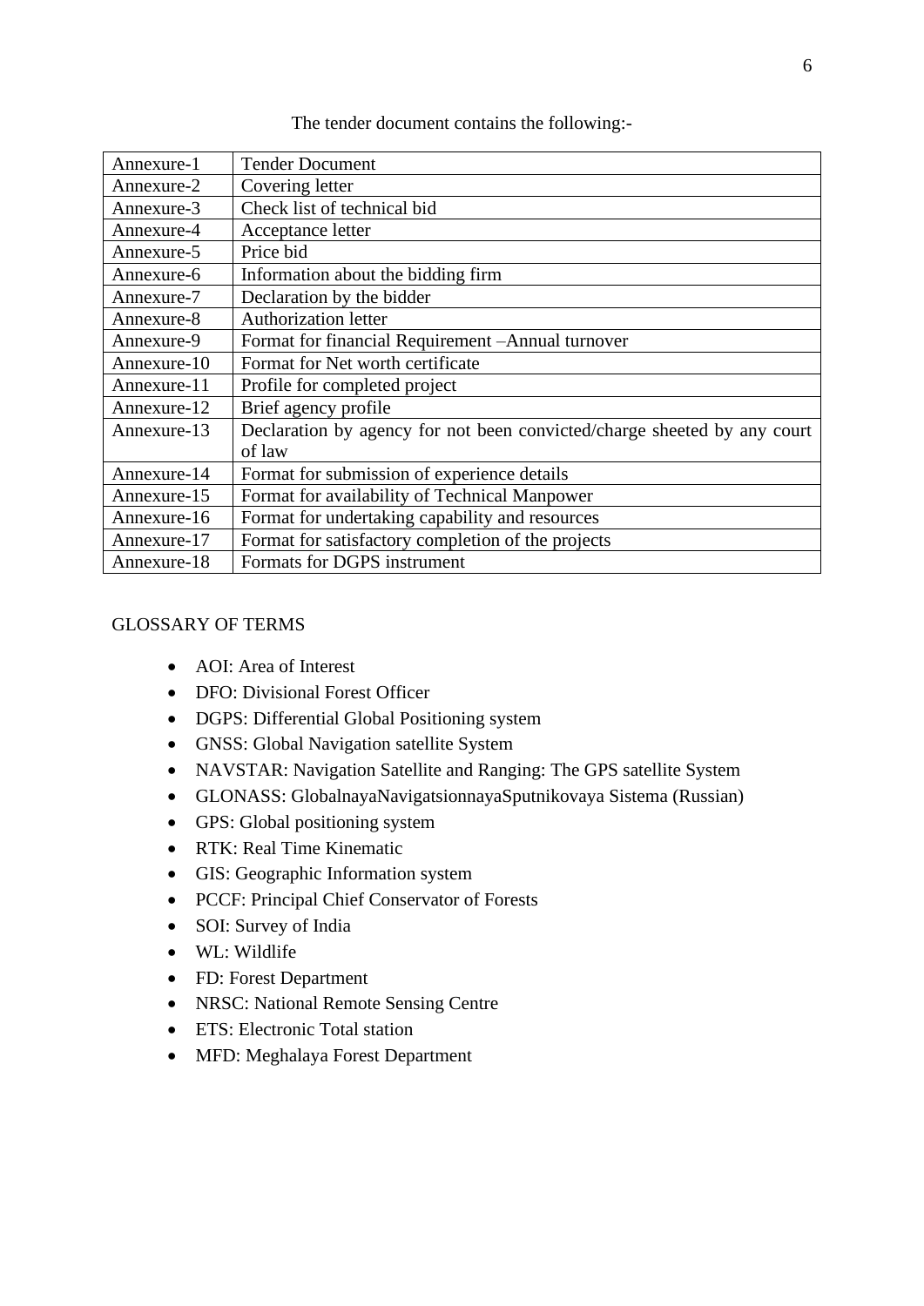The tender document contains the following:-

| Annexure-1 | Tender Document |
|---|---|
| Annexure-2 | Covering letter |
| Annexure-3 | Check list of technical bid |
| Annexure-4 | Acceptance letter |
| Annexure-5 | Price bid |
| Annexure-6 | Information about the bidding firm |
| Annexure-7 | Declaration by the bidder |
| Annexure-8 | Authorization letter |
| Annexure-9 | Format for financial Requirement –Annual turnover |
| Annexure-10 | Format for Net worth certificate |
| Annexure-11 | Profile for completed project |
| Annexure-12 | Brief agency profile |
| Annexure-13 | Declaration by agency for not been convicted/charge sheeted by any court of law |
| Annexure-14 | Format for submission of experience details |
| Annexure-15 | Format for availability of Technical Manpower |
| Annexure-16 | Format for undertaking capability and resources |
| Annexure-17 | Format for satisfactory completion of the projects |
| Annexure-18 | Formats for DGPS instrument |

GLOSSARY OF TERMS

- AOI: Area of Interest
- DFO: Divisional Forest Officer
- DGPS: Differential Global Positioning system
- GNSS: Global Navigation satellite System
- NAVSTAR: Navigation Satellite and Ranging: The GPS satellite System
- GLONASS: GlobalnayaNavigatsionnayaSputnikovaya Sistema (Russian)
- GPS: Global positioning system
- RTK: Real Time Kinematic
- GIS: Geographic Information system
- PCCF: Principal Chief Conservator of Forests
- SOI: Survey of India
- WL: Wildlife
- FD: Forest Department
- NRSC: National Remote Sensing Centre
- ETS: Electronic Total station
- MFD: Meghalaya Forest Department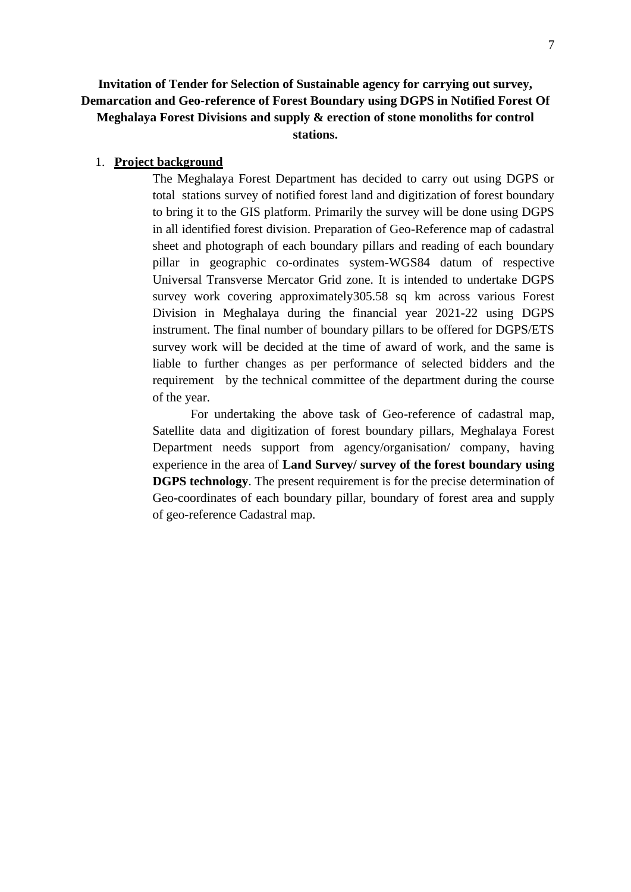**Invitation of Tender for Selection of Sustainable agency for carrying out survey, Demarcation and Geo-reference of Forest Boundary using DGPS in Notified Forest Of Meghalaya Forest Divisions and supply & erection of stone monoliths for control stations.**

1. **Project background**

The Meghalaya Forest Department has decided to carry out using DGPS or total stations survey of notified forest land and digitization of forest boundary to bring it to the GIS platform. Primarily the survey will be done using DGPS in all identified forest division. Preparation of Geo-Reference map of cadastral sheet and photograph of each boundary pillars and reading of each boundary pillar in geographic co-ordinates system-WGS84 datum of respective Universal Transverse Mercator Grid zone. It is intended to undertake DGPS survey work covering approximately305.58 sq km across various Forest Division in Meghalaya during the financial year 2021-22 using DGPS instrument. The final number of boundary pillars to be offered for DGPS/ETS survey work will be decided at the time of award of work, and the same is liable to further changes as per performance of selected bidders and the requirement by the technical committee of the department during the course of the year.

For undertaking the above task of Geo-reference of cadastral map, Satellite data and digitization of forest boundary pillars, Meghalaya Forest Department needs support from agency/organisation/ company, having experience in the area of **Land Survey/ survey of the forest boundary using DGPS technology**. The present requirement is for the precise determination of Geo-coordinates of each boundary pillar, boundary of forest area and supply of geo-reference Cadastral map.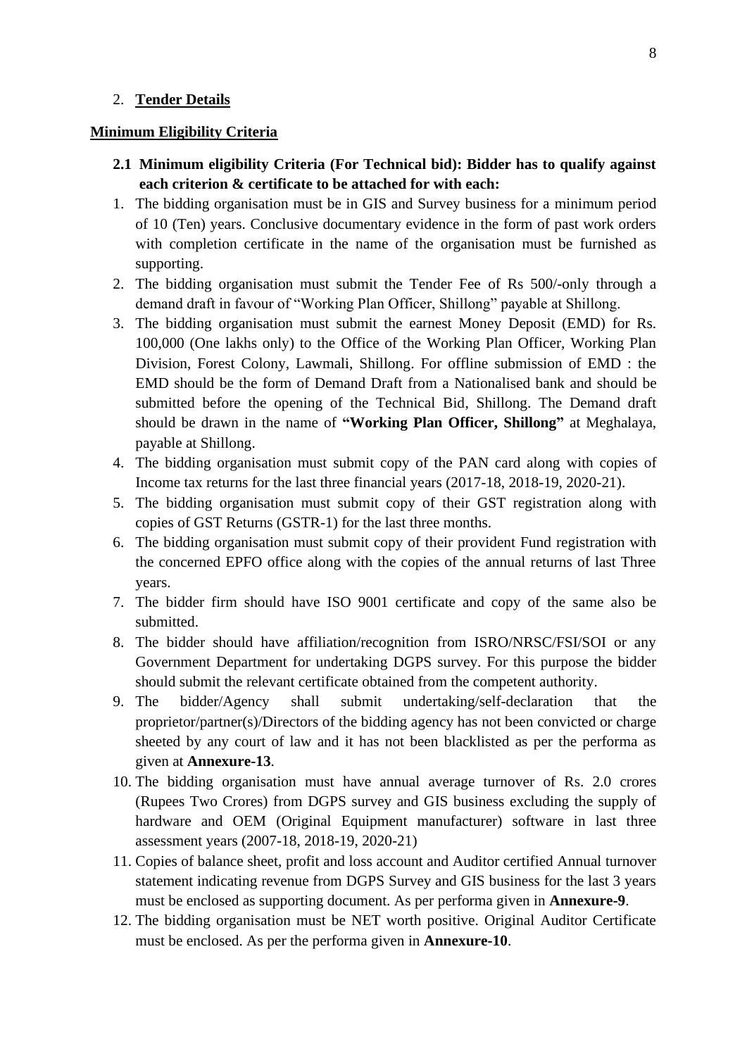2. **Tender Details**

**Minimum Eligibility Criteria**

**2.1 Minimum eligibility Criteria (For Technical bid): Bidder has to qualify against each criterion & certificate to be attached for with each:**

1. The bidding organisation must be in GIS and Survey business for a minimum period of 10 (Ten) years. Conclusive documentary evidence in the form of past work orders with completion certificate in the name of the organisation must be furnished as supporting.
2. The bidding organisation must submit the Tender Fee of Rs 500/-only through a demand draft in favour of "Working Plan Officer, Shillong" payable at Shillong.
3. The bidding organisation must submit the earnest Money Deposit (EMD) for Rs. 100,000 (One lakhs only) to the Office of the Working Plan Officer, Working Plan Division, Forest Colony, Lawmali, Shillong. For offline submission of EMD : the EMD should be the form of Demand Draft from a Nationalised bank and should be submitted before the opening of the Technical Bid, Shillong. The Demand draft should be drawn in the name of **"Working Plan Officer, Shillong"** at Meghalaya, payable at Shillong.
4. The bidding organisation must submit copy of the PAN card along with copies of Income tax returns for the last three financial years (2017-18, 2018-19, 2020-21).
5. The bidding organisation must submit copy of their GST registration along with copies of GST Returns (GSTR-1) for the last three months.
6. The bidding organisation must submit copy of their provident Fund registration with the concerned EPFO office along with the copies of the annual returns of last Three years.
7. The bidder firm should have ISO 9001 certificate and copy of the same also be submitted.
8. The bidder should have affiliation/recognition from ISRO/NRSC/FSI/SOI or any Government Department for undertaking DGPS survey. For this purpose the bidder should submit the relevant certificate obtained from the competent authority.
9. The bidder/Agency shall submit undertaking/self-declaration that the proprietor/partner(s)/Directors of the bidding agency has not been convicted or charge sheeted by any court of law and it has not been blacklisted as per the performa as given at **Annexure-13**.
10. The bidding organisation must have annual average turnover of Rs. 2.0 crores (Rupees Two Crores) from DGPS survey and GIS business excluding the supply of hardware and OEM (Original Equipment manufacturer) software in last three assessment years (2007-18, 2018-19, 2020-21)
11. Copies of balance sheet, profit and loss account and Auditor certified Annual turnover statement indicating revenue from DGPS Survey and GIS business for the last 3 years must be enclosed as supporting document. As per performa given in **Annexure-9**.
12. The bidding organisation must be NET worth positive. Original Auditor Certificate must be enclosed. As per the performa given in **Annexure-10**.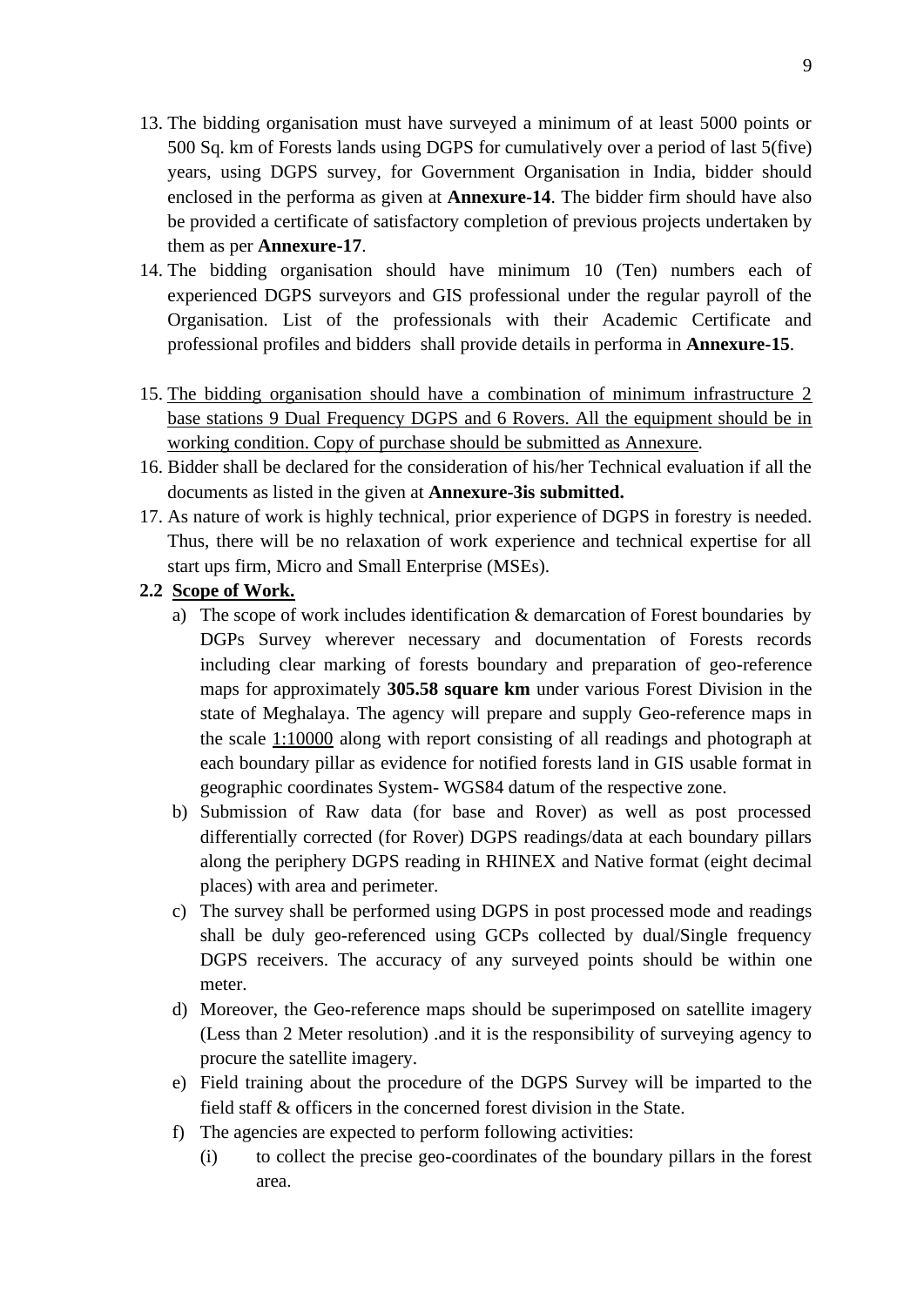13. The bidding organisation must have surveyed a minimum of at least 5000 points or 500 Sq. km of Forests lands using DGPS for cumulatively over a period of last 5(five) years, using DGPS survey, for Government Organisation in India, bidder should enclosed in the performa as given at **Annexure-14**. The bidder firm should have also be provided a certificate of satisfactory completion of previous projects undertaken by them as per **Annexure-17**.
14. The bidding organisation should have minimum 10 (Ten) numbers each of experienced DGPS surveyors and GIS professional under the regular payroll of the Organisation. List of the professionals with their Academic Certificate and professional profiles and bidders shall provide details in performa in **Annexure-15**.
15. <u>The bidding organisation should have a combination of minimum infrastructure 2 base stations 9 Dual Frequency DGPS and 6 Rovers. All the equipment should be in working condition. Copy of purchase should be submitted as Annexure</u>.
16. Bidder shall be declared for the consideration of his/her Technical evaluation if all the documents as listed in the given at **Annexure-3is submitted.**
17. As nature of work is highly technical, prior experience of DGPS in forestry is needed. Thus, there will be no relaxation of work experience and technical expertise for all start ups firm, Micro and Small Enterprise (MSEs).

**2.2 <u>Scope of Work.</u>**

a) The scope of work includes identification & demarcation of Forest boundaries by DGPs Survey wherever necessary and documentation of Forests records including clear marking of forests boundary and preparation of geo-reference maps for approximately **305.58 square km** under various Forest Division in the state of Meghalaya. The agency will prepare and supply Geo-reference maps in the scale <u>1:10000</u> along with report consisting of all readings and photograph at each boundary pillar as evidence for notified forests land in GIS usable format in geographic coordinates System- WGS84 datum of the respective zone.

b) Submission of Raw data (for base and Rover) as well as post processed differentially corrected (for Rover) DGPS readings/data at each boundary pillars along the periphery DGPS reading in RHINEX and Native format (eight decimal places) with area and perimeter.

c) The survey shall be performed using DGPS in post processed mode and readings shall be duly geo-referenced using GCPs collected by dual/Single frequency DGPS receivers. The accuracy of any surveyed points should be within one meter.

d) Moreover, the Geo-reference maps should be superimposed on satellite imagery (Less than 2 Meter resolution) .and it is the responsibility of surveying agency to procure the satellite imagery.

e) Field training about the procedure of the DGPS Survey will be imparted to the field staff & officers in the concerned forest division in the State.

f) The agencies are expected to perform following activities:

   (i) to collect the precise geo-coordinates of the boundary pillars in the forest area.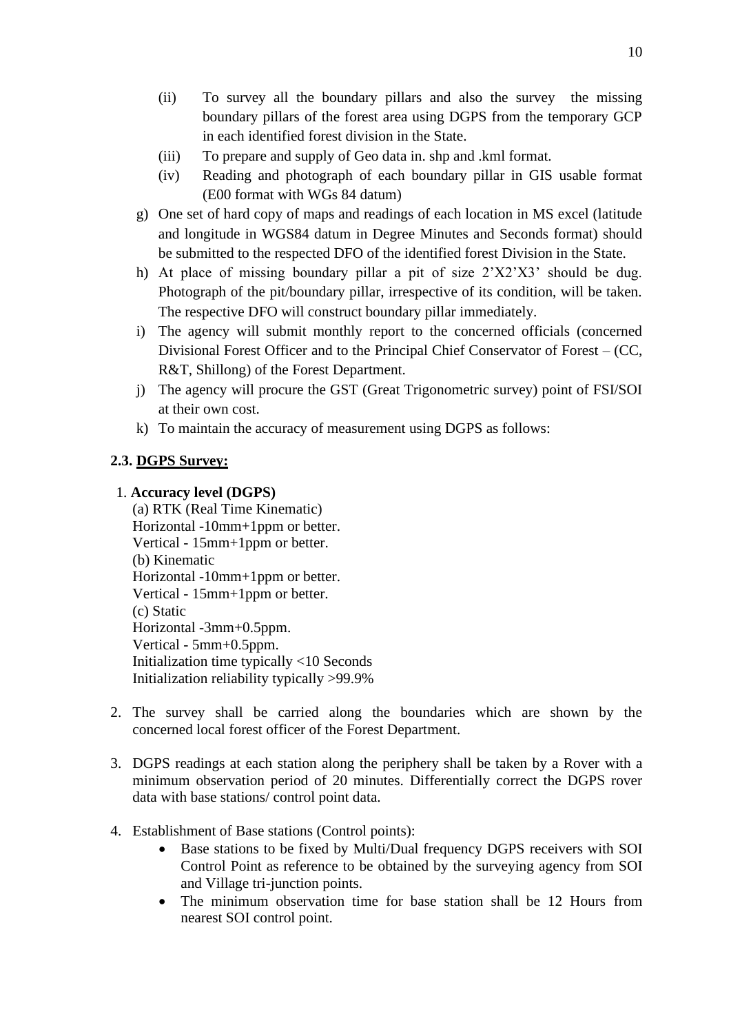(ii) To survey all the boundary pillars and also the survey the missing boundary pillars of the forest area using DGPS from the temporary GCP in each identified forest division in the State.

(iii) To prepare and supply of Geo data in. shp and .kml format.

(iv) Reading and photograph of each boundary pillar in GIS usable format (E00 format with WGs 84 datum)

g) One set of hard copy of maps and readings of each location in MS excel (latitude and longitude in WGS84 datum in Degree Minutes and Seconds format) should be submitted to the respected DFO of the identified forest Division in the State.

h) At place of missing boundary pillar a pit of size 2'X2'X3' should be dug. Photograph of the pit/boundary pillar, irrespective of its condition, will be taken. The respective DFO will construct boundary pillar immediately.

i) The agency will submit monthly report to the concerned officials (concerned Divisional Forest Officer and to the Principal Chief Conservator of Forest – (CC, R&T, Shillong) of the Forest Department.

j) The agency will procure the GST (Great Trigonometric survey) point of FSI/SOI at their own cost.

k) To maintain the accuracy of measurement using DGPS as follows:

### 2.3. DGPS Survey:

1. **Accuracy level (DGPS)**

   (a) RTK (Real Time Kinematic)
   Horizontal -10mm+1ppm or better.
   Vertical - 15mm+1ppm or better.
   (b) Kinematic
   Horizontal -10mm+1ppm or better.
   Vertical - 15mm+1ppm or better.
   (c) Static
   Horizontal -3mm+0.5ppm.
   Vertical - 5mm+0.5ppm.
   Initialization time typically <10 Seconds
   Initialization reliability typically >99.9%

2. The survey shall be carried along the boundaries which are shown by the concerned local forest officer of the Forest Department.

3. DGPS readings at each station along the periphery shall be taken by a Rover with a minimum observation period of 20 minutes. Differentially correct the DGPS rover data with base stations/ control point data.

4. Establishment of Base stations (Control points):
   - Base stations to be fixed by Multi/Dual frequency DGPS receivers with SOI Control Point as reference to be obtained by the surveying agency from SOI and Village tri-junction points.
   - The minimum observation time for base station shall be 12 Hours from nearest SOI control point.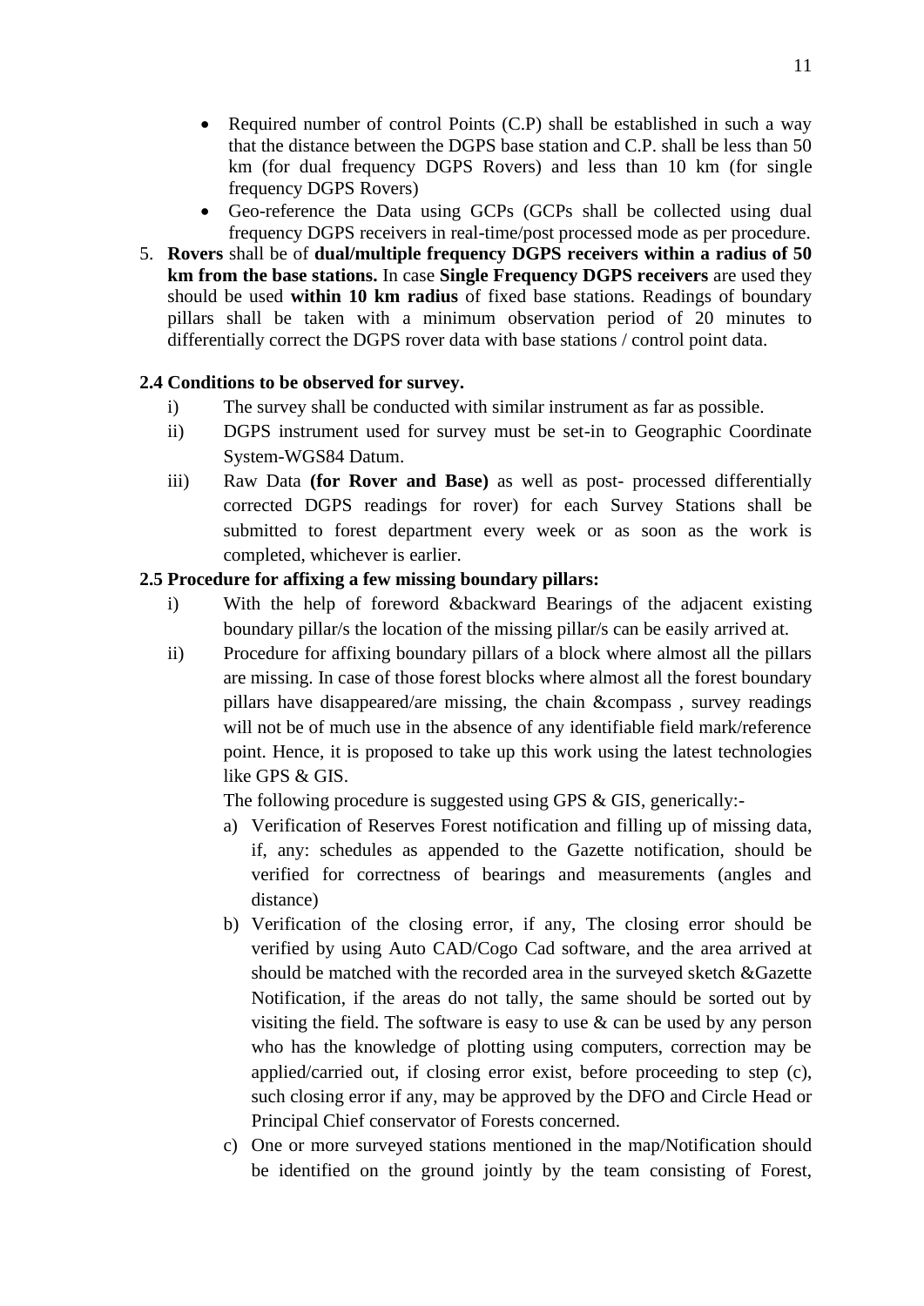- Required number of control Points (C.P) shall be established in such a way that the distance between the DGPS base station and C.P. shall be less than 50 km (for dual frequency DGPS Rovers) and less than 10 km (for single frequency DGPS Rovers)
- Geo-reference the Data using GCPs (GCPs shall be collected using dual frequency DGPS receivers in real-time/post processed mode as per procedure.

5. **Rovers** shall be of **dual/multiple frequency DGPS receivers within a radius of 50 km from the base stations.** In case **Single Frequency DGPS receivers** are used they should be used **within 10 km radius** of fixed base stations. Readings of boundary pillars shall be taken with a minimum observation period of 20 minutes to differentially correct the DGPS rover data with base stations / control point data.

**2.4 Conditions to be observed for survey.**

i) The survey shall be conducted with similar instrument as far as possible.

ii) DGPS instrument used for survey must be set-in to Geographic Coordinate System-WGS84 Datum.

iii) Raw Data **(for Rover and Base)** as well as post- processed differentially corrected DGPS readings for rover) for each Survey Stations shall be submitted to forest department every week or as soon as the work is completed, whichever is earlier.

**2.5 Procedure for affixing a few missing boundary pillars:**

i) With the help of foreword &backward Bearings of the adjacent existing boundary pillar/s the location of the missing pillar/s can be easily arrived at.

ii) Procedure for affixing boundary pillars of a block where almost all the pillars are missing. In case of those forest blocks where almost all the forest boundary pillars have disappeared/are missing, the chain &compass , survey readings will not be of much use in the absence of any identifiable field mark/reference point. Hence, it is proposed to take up this work using the latest technologies like GPS & GIS.

The following procedure is suggested using GPS & GIS, generically:-

a) Verification of Reserves Forest notification and filling up of missing data, if, any: schedules as appended to the Gazette notification, should be verified for correctness of bearings and measurements (angles and distance)

b) Verification of the closing error, if any, The closing error should be verified by using Auto CAD/Cogo Cad software, and the area arrived at should be matched with the recorded area in the surveyed sketch &Gazette Notification, if the areas do not tally, the same should be sorted out by visiting the field. The software is easy to use & can be used by any person who has the knowledge of plotting using computers, correction may be applied/carried out, if closing error exist, before proceeding to step (c), such closing error if any, may be approved by the DFO and Circle Head or Principal Chief conservator of Forests concerned.

c) One or more surveyed stations mentioned in the map/Notification should be identified on the ground jointly by the team consisting of Forest,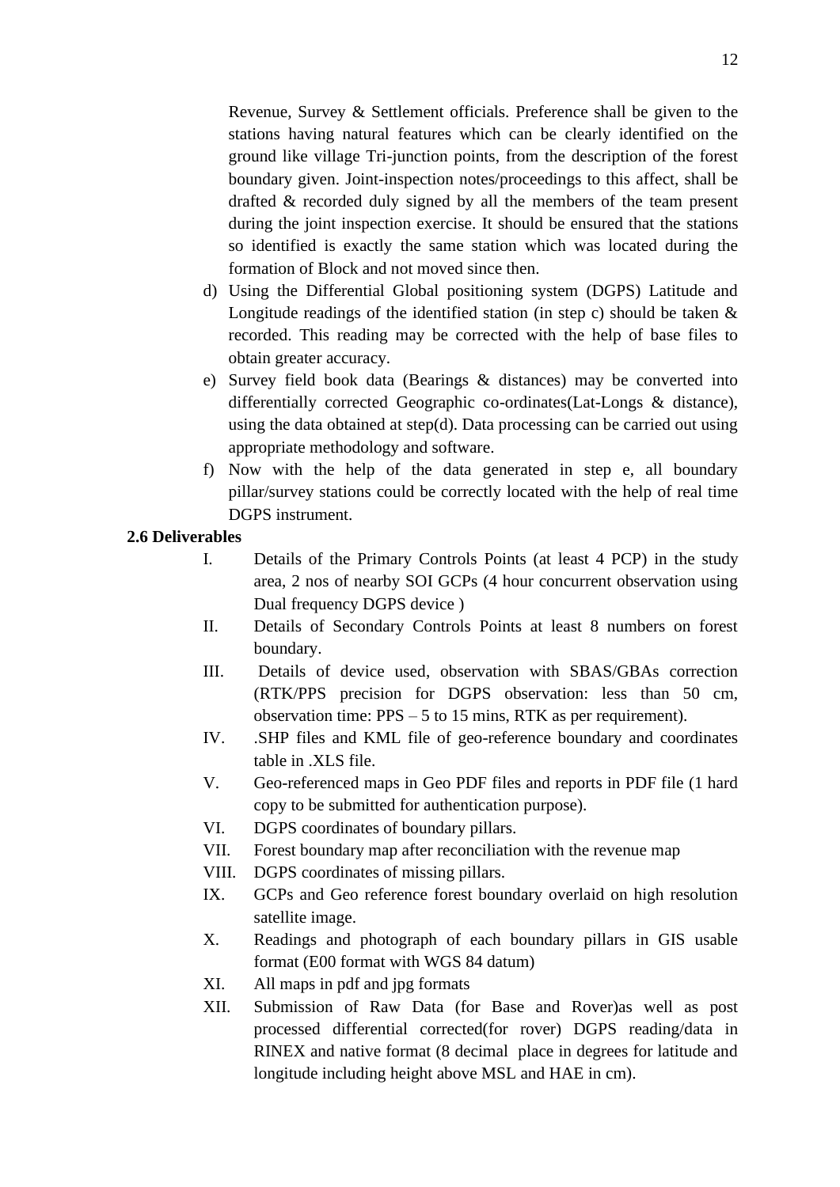Revenue, Survey & Settlement officials. Preference shall be given to the stations having natural features which can be clearly identified on the ground like village Tri-junction points, from the description of the forest boundary given. Joint-inspection notes/proceedings to this affect, shall be drafted & recorded duly signed by all the members of the team present during the joint inspection exercise. It should be ensured that the stations so identified is exactly the same station which was located during the formation of Block and not moved since then.

d) Using the Differential Global positioning system (DGPS) Latitude and Longitude readings of the identified station (in step c) should be taken & recorded. This reading may be corrected with the help of base files to obtain greater accuracy.

e) Survey field book data (Bearings & distances) may be converted into differentially corrected Geographic co-ordinates(Lat-Longs & distance), using the data obtained at step(d). Data processing can be carried out using appropriate methodology and software.

f) Now with the help of the data generated in step e, all boundary pillar/survey stations could be correctly located with the help of real time DGPS instrument.

**2.6 Deliverables**

I. Details of the Primary Controls Points (at least 4 PCP) in the study area, 2 nos of nearby SOI GCPs (4 hour concurrent observation using Dual frequency DGPS device )

II. Details of Secondary Controls Points at least 8 numbers on forest boundary.

III. Details of device used, observation with SBAS/GBAs correction (RTK/PPS precision for DGPS observation: less than 50 cm, observation time: PPS – 5 to 15 mins, RTK as per requirement).

IV. .SHP files and KML file of geo-reference boundary and coordinates table in .XLS file.

V. Geo-referenced maps in Geo PDF files and reports in PDF file (1 hard copy to be submitted for authentication purpose).

VI. DGPS coordinates of boundary pillars.

VII. Forest boundary map after reconciliation with the revenue map

VIII. DGPS coordinates of missing pillars.

IX. GCPs and Geo reference forest boundary overlaid on high resolution satellite image.

X. Readings and photograph of each boundary pillars in GIS usable format (E00 format with WGS 84 datum)

XI. All maps in pdf and jpg formats

XII. Submission of Raw Data (for Base and Rover)as well as post processed differential corrected(for rover) DGPS reading/data in RINEX and native format (8 decimal place in degrees for latitude and longitude including height above MSL and HAE in cm).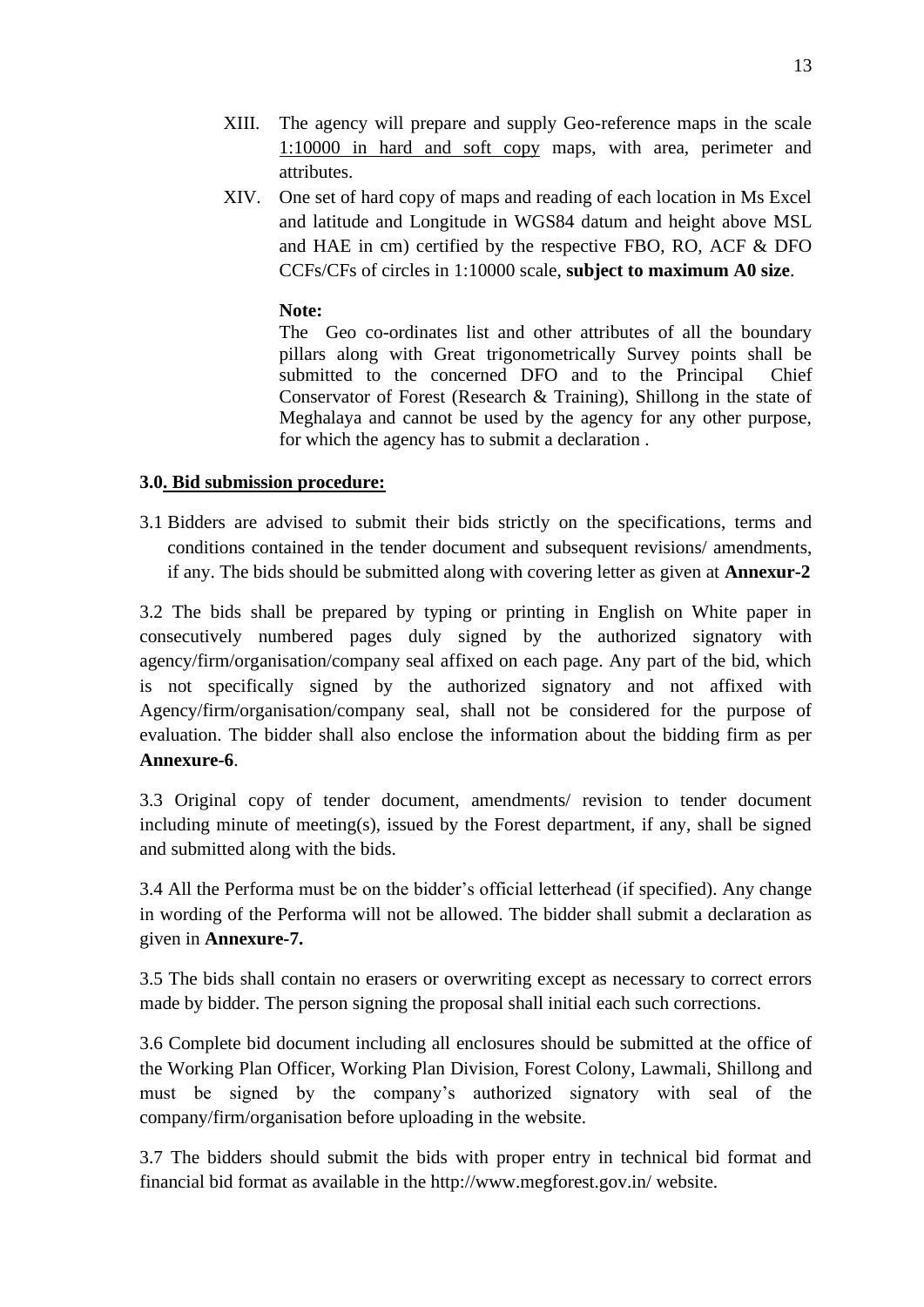XIII. The agency will prepare and supply Geo-reference maps in the scale 1:10000 in hard and soft copy maps, with area, perimeter and attributes.

XIV. One set of hard copy of maps and reading of each location in Ms Excel and latitude and Longitude in WGS84 datum and height above MSL and HAE in cm) certified by the respective FBO, RO, ACF & DFO CCFs/CFs of circles in 1:10000 scale, **subject to maximum A0 size**.

**Note:**

The Geo co-ordinates list and other attributes of all the boundary pillars along with Great trigonometrically Survey points shall be submitted to the concerned DFO and to the Principal Chief Conservator of Forest (Research & Training), Shillong in the state of Meghalaya and cannot be used by the agency for any other purpose, for which the agency has to submit a declaration .

**3.0. Bid submission procedure:**

3.1 Bidders are advised to submit their bids strictly on the specifications, terms and conditions contained in the tender document and subsequent revisions/ amendments, if any. The bids should be submitted along with covering letter as given at **Annexur-2**

3.2 The bids shall be prepared by typing or printing in English on White paper in consecutively numbered pages duly signed by the authorized signatory with agency/firm/organisation/company seal affixed on each page. Any part of the bid, which is not specifically signed by the authorized signatory and not affixed with Agency/firm/organisation/company seal, shall not be considered for the purpose of evaluation. The bidder shall also enclose the information about the bidding firm as per **Annexure-6**.

3.3 Original copy of tender document, amendments/ revision to tender document including minute of meeting(s), issued by the Forest department, if any, shall be signed and submitted along with the bids.

3.4 All the Performa must be on the bidder's official letterhead (if specified). Any change in wording of the Performa will not be allowed. The bidder shall submit a declaration as given in **Annexure-7.**

3.5 The bids shall contain no erasers or overwriting except as necessary to correct errors made by bidder. The person signing the proposal shall initial each such corrections.

3.6 Complete bid document including all enclosures should be submitted at the office of the Working Plan Officer, Working Plan Division, Forest Colony, Lawmali, Shillong and must be signed by the company's authorized signatory with seal of the company/firm/organisation before uploading in the website.

3.7 The bidders should submit the bids with proper entry in technical bid format and financial bid format as available in the http://www.megforest.gov.in/ website.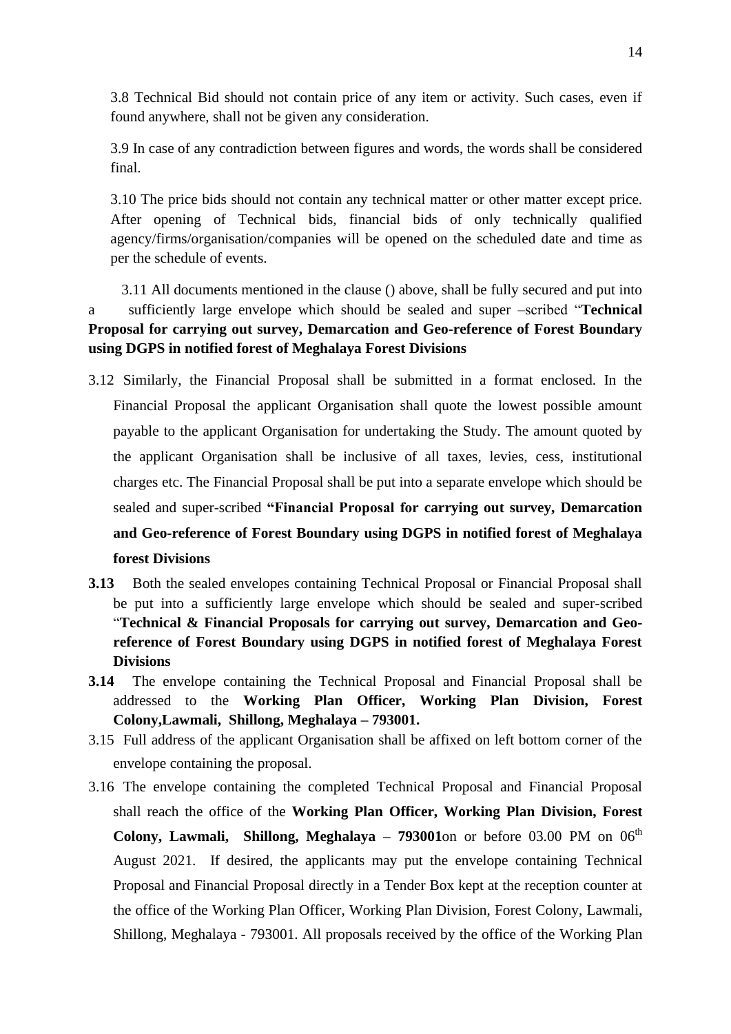3.8 Technical Bid should not contain price of any item or activity. Such cases, even if found anywhere, shall not be given any consideration.

3.9 In case of any contradiction between figures and words, the words shall be considered final.

3.10 The price bids should not contain any technical matter or other matter except price. After opening of Technical bids, financial bids of only technically qualified agency/firms/organisation/companies will be opened on the scheduled date and time as per the schedule of events.

3.11 All documents mentioned in the clause () above, shall be fully secured and put into a sufficiently large envelope which should be sealed and super –scribed "**Technical Proposal for carrying out survey, Demarcation and Geo-reference of Forest Boundary using DGPS in notified forest of Meghalaya Forest Divisions**

3.12 Similarly, the Financial Proposal shall be submitted in a format enclosed. In the Financial Proposal the applicant Organisation shall quote the lowest possible amount payable to the applicant Organisation for undertaking the Study. The amount quoted by the applicant Organisation shall be inclusive of all taxes, levies, cess, institutional charges etc. The Financial Proposal shall be put into a separate envelope which should be sealed and super-scribed **"Financial Proposal for carrying out survey, Demarcation and Geo-reference of Forest Boundary using DGPS in notified forest of Meghalaya forest Divisions**

**3.13** Both the sealed envelopes containing Technical Proposal or Financial Proposal shall be put into a sufficiently large envelope which should be sealed and super-scribed "**Technical & Financial Proposals for carrying out survey, Demarcation and Geo-reference of Forest Boundary using DGPS in notified forest of Meghalaya Forest Divisions**

**3.14** The envelope containing the Technical Proposal and Financial Proposal shall be addressed to the **Working Plan Officer, Working Plan Division, Forest Colony,Lawmali, Shillong, Meghalaya – 793001.**

3.15 Full address of the applicant Organisation shall be affixed on left bottom corner of the envelope containing the proposal.

3.16 The envelope containing the completed Technical Proposal and Financial Proposal shall reach the office of the **Working Plan Officer, Working Plan Division, Forest Colony, Lawmali, Shillong, Meghalaya – 793001**on or before 03.00 PM on 06th August 2021. If desired, the applicants may put the envelope containing Technical Proposal and Financial Proposal directly in a Tender Box kept at the reception counter at the office of the Working Plan Officer, Working Plan Division, Forest Colony, Lawmali, Shillong, Meghalaya - 793001. All proposals received by the office of the Working Plan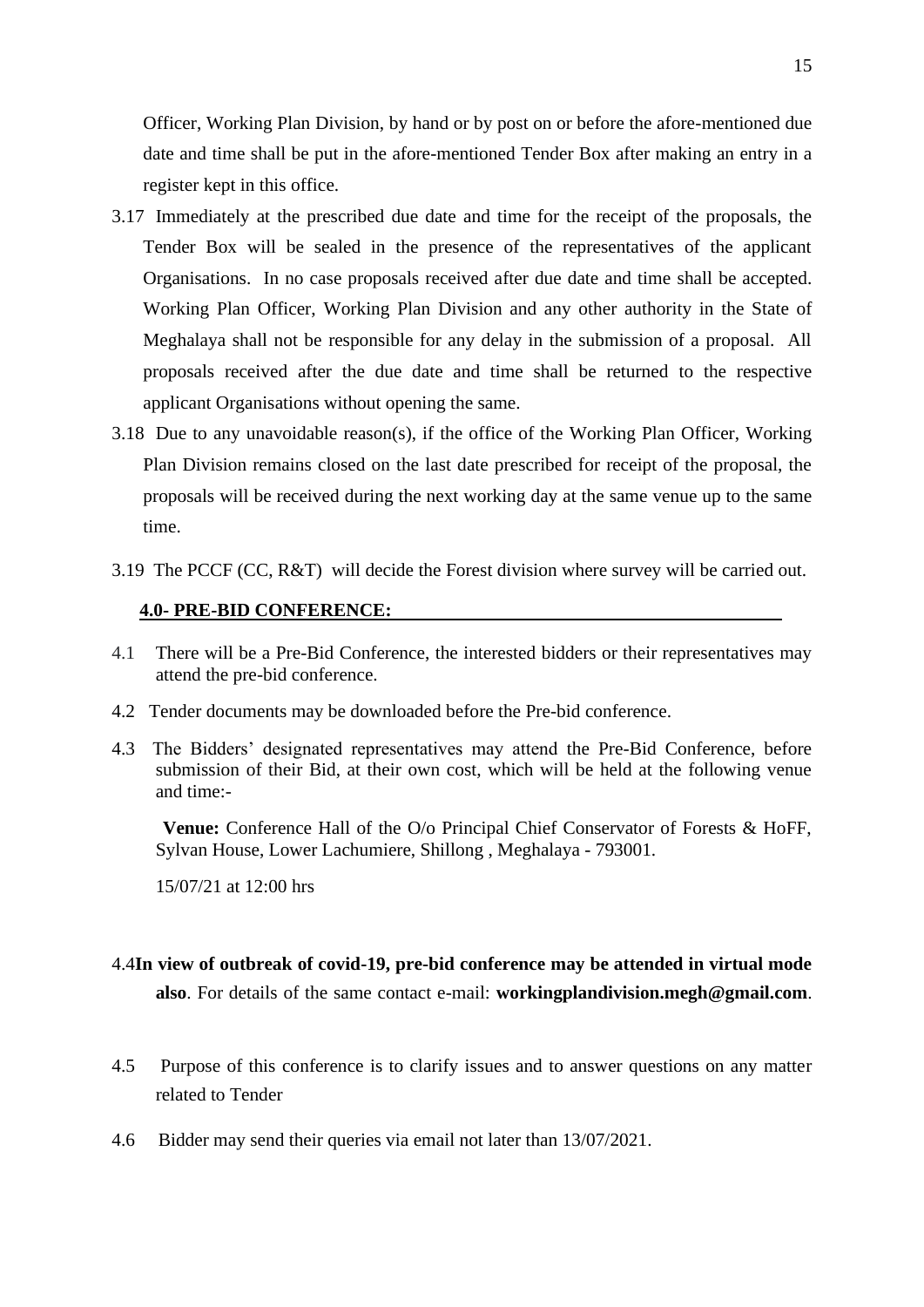Officer, Working Plan Division, by hand or by post on or before the afore-mentioned due date and time shall be put in the afore-mentioned Tender Box after making an entry in a register kept in this office.

3.17 Immediately at the prescribed due date and time for the receipt of the proposals, the Tender Box will be sealed in the presence of the representatives of the applicant Organisations. In no case proposals received after due date and time shall be accepted. Working Plan Officer, Working Plan Division and any other authority in the State of Meghalaya shall not be responsible for any delay in the submission of a proposal. All proposals received after the due date and time shall be returned to the respective applicant Organisations without opening the same.

3.18 Due to any unavoidable reason(s), if the office of the Working Plan Officer, Working Plan Division remains closed on the last date prescribed for receipt of the proposal, the proposals will be received during the next working day at the same venue up to the same time.

3.19 The PCCF (CC, R&T) will decide the Forest division where survey will be carried out.

## 4.0- PRE-BID CONFERENCE:

4.1 There will be a Pre-Bid Conference, the interested bidders or their representatives may attend the pre-bid conference.

4.2 Tender documents may be downloaded before the Pre-bid conference.

4.3 The Bidders' designated representatives may attend the Pre-Bid Conference, before submission of their Bid, at their own cost, which will be held at the following venue and time:-

**Venue:** Conference Hall of the O/o Principal Chief Conservator of Forests & HoFF, Sylvan House, Lower Lachumiere, Shillong , Meghalaya - 793001.

15/07/21 at 12:00 hrs

4.4 **In view of outbreak of covid-19, pre-bid conference may be attended in virtual mode also**. For details of the same contact e-mail: **workingplandivision.megh@gmail.com**.

4.5 Purpose of this conference is to clarify issues and to answer questions on any matter related to Tender

4.6 Bidder may send their queries via email not later than 13/07/2021.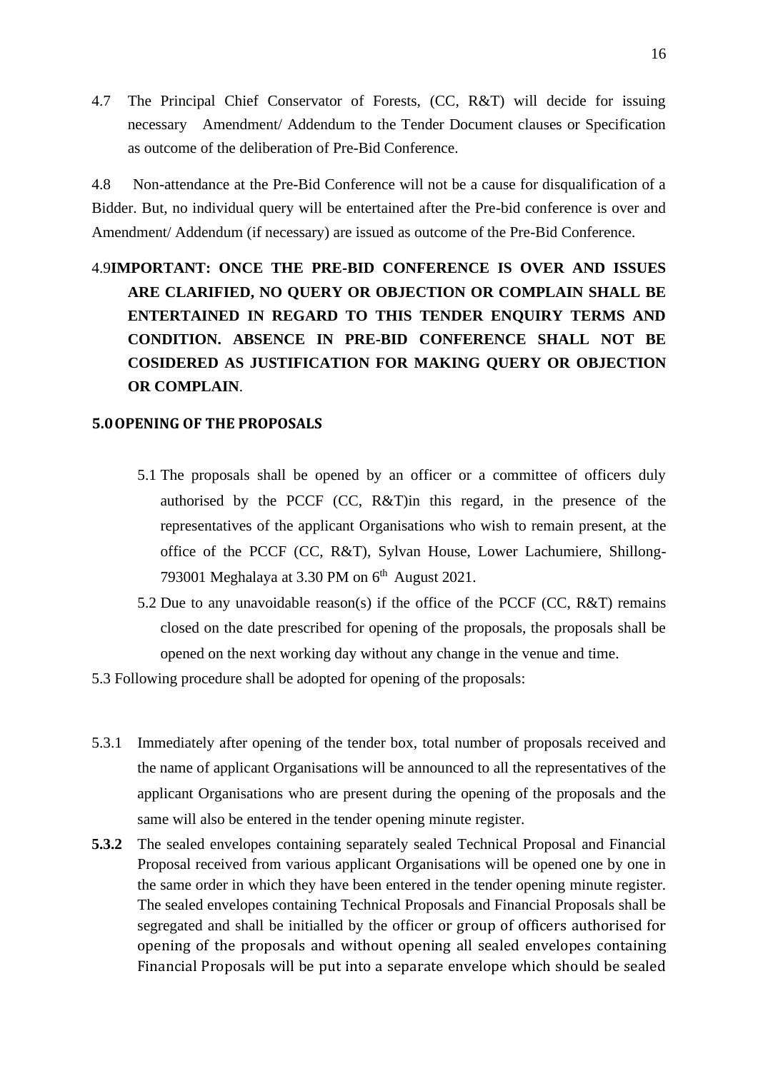4.7 The Principal Chief Conservator of Forests, (CC, R&T) will decide for issuing necessary Amendment/ Addendum to the Tender Document clauses or Specification as outcome of the deliberation of Pre-Bid Conference.

4.8 Non-attendance at the Pre-Bid Conference will not be a cause for disqualification of a Bidder. But, no individual query will be entertained after the Pre-bid conference is over and Amendment/ Addendum (if necessary) are issued as outcome of the Pre-Bid Conference.

4.9 **IMPORTANT: ONCE THE PRE-BID CONFERENCE IS OVER AND ISSUES ARE CLARIFIED, NO QUERY OR OBJECTION OR COMPLAIN SHALL BE ENTERTAINED IN REGARD TO THIS TENDER ENQUIRY TERMS AND CONDITION. ABSENCE IN PRE-BID CONFERENCE SHALL NOT BE COSIDERED AS JUSTIFICATION FOR MAKING QUERY OR OBJECTION OR COMPLAIN**.

## 5.0 OPENING OF THE PROPOSALS

5.1 The proposals shall be opened by an officer or a committee of officers duly authorised by the PCCF (CC, R&T)in this regard, in the presence of the representatives of the applicant Organisations who wish to remain present, at the office of the PCCF (CC, R&T), Sylvan House, Lower Lachumiere, Shillong-793001 Meghalaya at 3.30 PM on 6th August 2021.

5.2 Due to any unavoidable reason(s) if the office of the PCCF (CC, R&T) remains closed on the date prescribed for opening of the proposals, the proposals shall be opened on the next working day without any change in the venue and time.

5.3 Following procedure shall be adopted for opening of the proposals:

5.3.1 Immediately after opening of the tender box, total number of proposals received and the name of applicant Organisations will be announced to all the representatives of the applicant Organisations who are present during the opening of the proposals and the same will also be entered in the tender opening minute register.

**5.3.2** The sealed envelopes containing separately sealed Technical Proposal and Financial Proposal received from various applicant Organisations will be opened one by one in the same order in which they have been entered in the tender opening minute register. The sealed envelopes containing Technical Proposals and Financial Proposals shall be segregated and shall be initialled by the officer or group of officers authorised for opening of the proposals and without opening all sealed envelopes containing Financial Proposals will be put into a separate envelope which should be sealed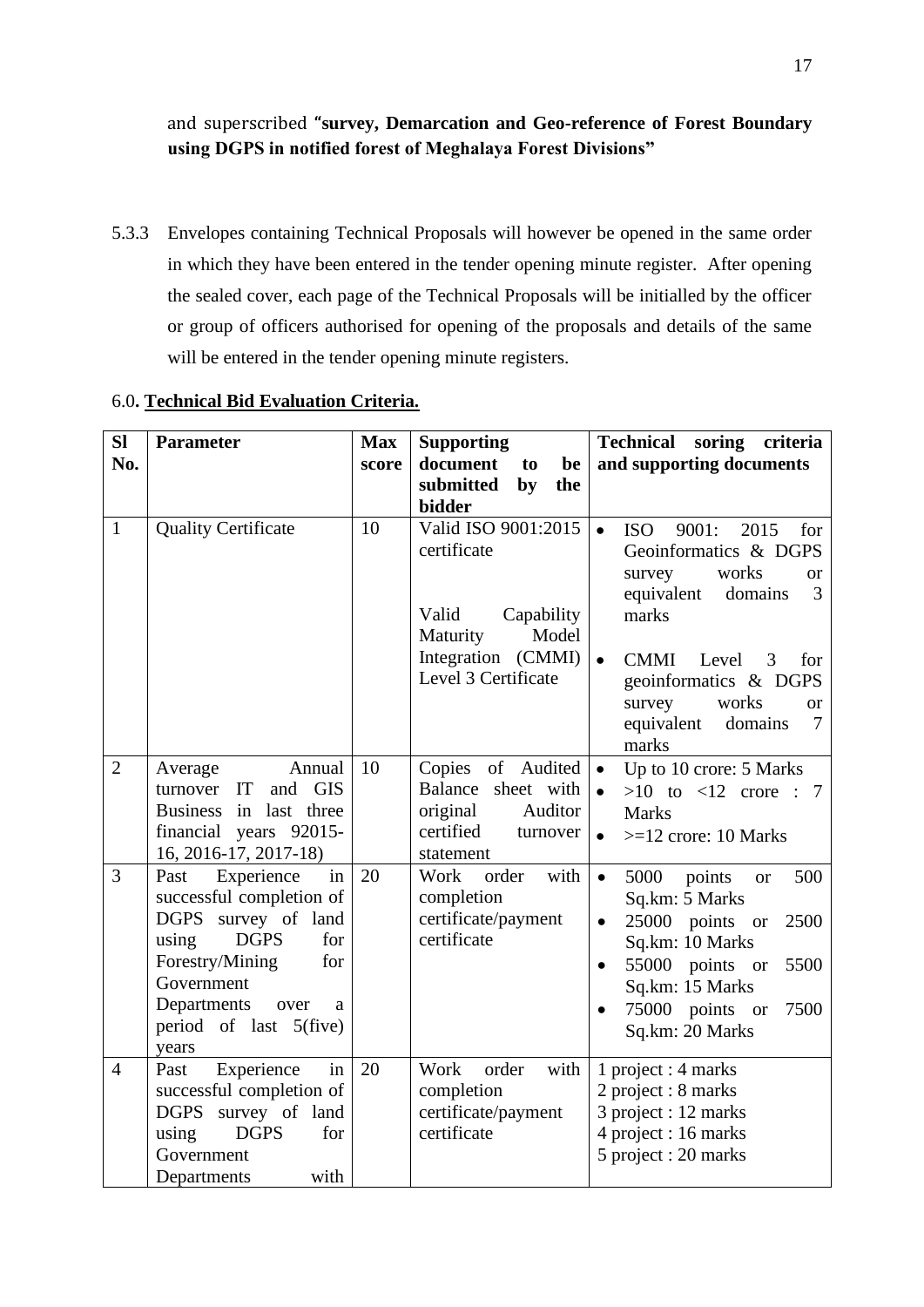and superscribed **"survey, Demarcation and Geo-reference of Forest Boundary using DGPS in notified forest of Meghalaya Forest Divisions"**

5.3.3 Envelopes containing Technical Proposals will however be opened in the same order in which they have been entered in the tender opening minute register. After opening the sealed cover, each page of the Technical Proposals will be initialled by the officer or group of officers authorised for opening of the proposals and details of the same will be entered in the tender opening minute registers.

6.0. **Technical Bid Evaluation Criteria.**

| Sl No. | Parameter | Max score | Supporting document to be submitted by the bidder | Technical soring criteria and supporting documents |
|---|---|---|---|---|
| 1 | Quality Certificate | 10 | Valid ISO 9001:2015 certificate<br><br>Valid Capability Maturity Model Integration (CMMI) Level 3 Certificate | • ISO 9001: 2015 for Geoinformatics & DGPS survey works or equivalent domains 3 marks<br><br>• CMMI Level 3 for geoinformatics & DGPS survey works or equivalent domains 7 marks |
| 2 | Average Annual turnover IT and GIS Business in last three financial years 92015-16, 2016-17, 2017-18) | 10 | Copies of Audited Balance sheet with original Auditor certified turnover statement | • Up to 10 crore: 5 Marks<br>• >10 to <12 crore : 7 Marks<br>• >=12 crore: 10 Marks |
| 3 | Past Experience in successful completion of DGPS survey of land using DGPS for Forestry/Mining for Government Departments over a period of last 5(five) years | 20 | Work order with completion certificate/payment certificate | • 5000 points or 500 Sq.km: 5 Marks<br>• 25000 points or 2500 Sq.km: 10 Marks<br>• 55000 points or 5500 Sq.km: 15 Marks<br>• 75000 points or 7500 Sq.km: 20 Marks |
| 4 | Past Experience in successful completion of DGPS survey of land using DGPS for Government Departments with | 20 | Work order with completion certificate/payment certificate | 1 project : 4 marks<br>2 project : 8 marks<br>3 project : 12 marks<br>4 project : 16 marks<br>5 project : 20 marks |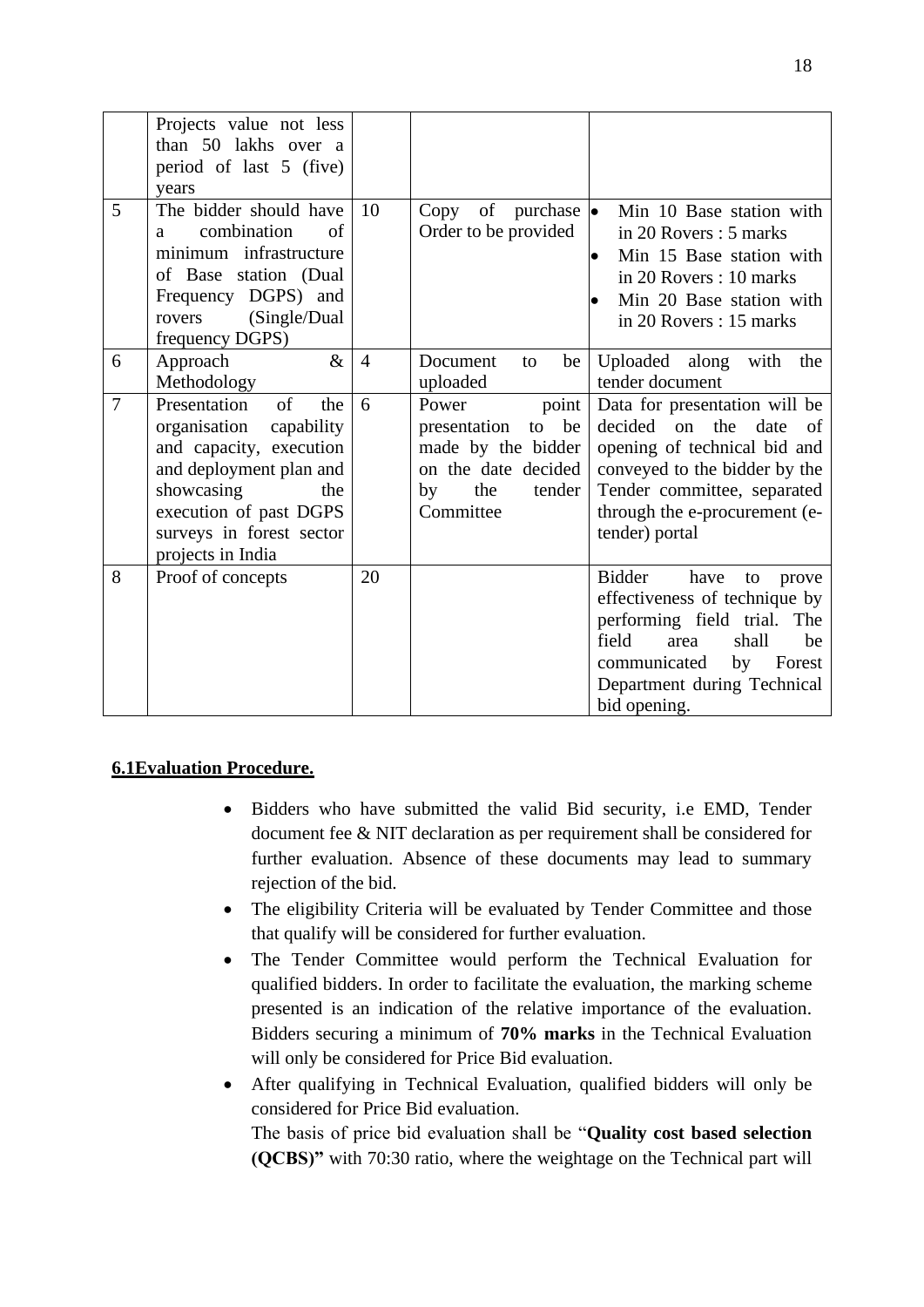|   |   |   |   |   |
|---|---|---|---|---|
|   | Projects value not less than 50 lakhs over a period of last 5 (five) years |   |   |   |
| 5 | The bidder should have a combination of minimum infrastructure of Base station (Dual Frequency DGPS) and rovers (Single/Dual frequency DGPS) | 10 | Copy of purchase Order to be provided | • Min 10 Base station with in 20 Rovers : 5 marks<br>• Min 15 Base station with in 20 Rovers : 10 marks<br>• Min 20 Base station with in 20 Rovers : 15 marks |
| 6 | Approach & Methodology | 4 | Document to be uploaded | Uploaded along with the tender document |
| 7 | Presentation of the organisation capability and capacity, execution and deployment plan and showcasing the execution of past DGPS surveys in forest sector projects in India | 6 | Power point presentation to be made by the bidder on the date decided by the tender Committee | Data for presentation will be decided on the date of opening of technical bid and conveyed to the bidder by the Tender committee, separated through the e-procurement (e-tender) portal |
| 8 | Proof of concepts | 20 |   | Bidder have to prove effectiveness of technique by performing field trial. The field area shall be communicated by Forest Department during Technical bid opening. |

**6.1Evaluation Procedure.**

- Bidders who have submitted the valid Bid security, i.e EMD, Tender document fee & NIT declaration as per requirement shall be considered for further evaluation. Absence of these documents may lead to summary rejection of the bid.
- The eligibility Criteria will be evaluated by Tender Committee and those that qualify will be considered for further evaluation.
- The Tender Committee would perform the Technical Evaluation for qualified bidders. In order to facilitate the evaluation, the marking scheme presented is an indication of the relative importance of the evaluation. Bidders securing a minimum of **70% marks** in the Technical Evaluation will only be considered for Price Bid evaluation.
- After qualifying in Technical Evaluation, qualified bidders will only be considered for Price Bid evaluation.

  The basis of price bid evaluation shall be "**Quality cost based selection (QCBS)"** with 70:30 ratio, where the weightage on the Technical part will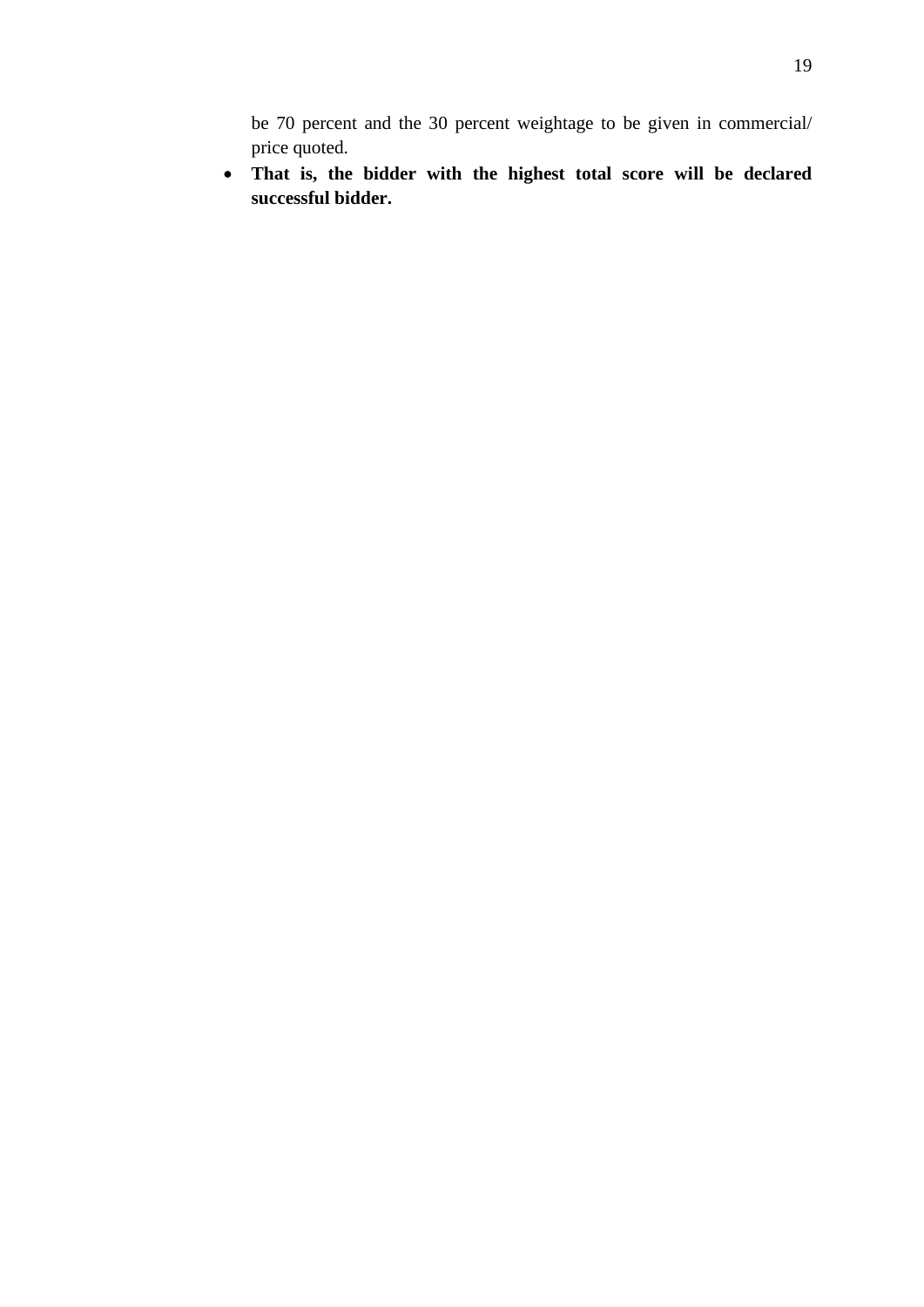be 70 percent and the 30 percent weightage to be given in commercial/ price quoted.

- **That is, the bidder with the highest total score will be declared successful bidder.**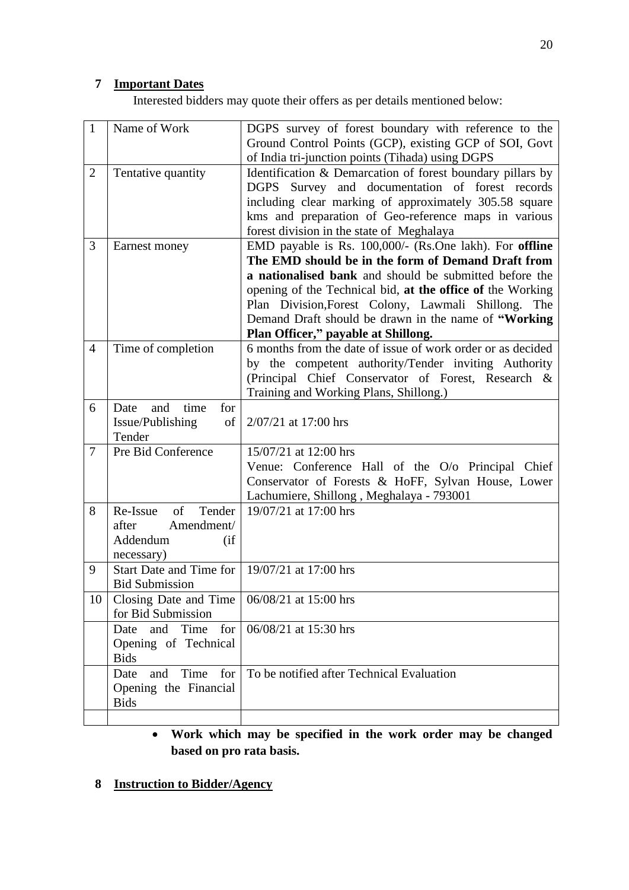## 7 Important Dates

Interested bidders may quote their offers as per details mentioned below:

| 1 | Name of Work | DGPS survey of forest boundary with reference to the Ground Control Points (GCP), existing GCP of SOI, Govt of India tri-junction points (Tihada) using DGPS |
|---|---|---|
| 2 | Tentative quantity | Identification & Demarcation of forest boundary pillars by DGPS Survey and documentation of forest records including clear marking of approximately 305.58 square kms and preparation of Geo-reference maps in various forest division in the state of Meghalaya |
| 3 | Earnest money | EMD payable is Rs. 100,000/- (Rs.One lakh). For **offline The EMD should be in the form of Demand Draft from a nationalised bank** and should be submitted before the opening of the Technical bid, **at the office of** the Working Plan Division,Forest Colony, Lawmali Shillong. The Demand Draft should be drawn in the name of **"Working Plan Officer," payable at Shillong.** |
| 4 | Time of completion | 6 months from the date of issue of work order or as decided by the competent authority/Tender inviting Authority (Principal Chief Conservator of Forest, Research & Training and Working Plans, Shillong.) |
| 6 | Date and time for Issue/Publishing of Tender | 2/07/21 at 17:00 hrs |
| 7 | Pre Bid Conference | 15/07/21 at 12:00 hrs<br>Venue: Conference Hall of the O/o Principal Chief Conservator of Forests & HoFF, Sylvan House, Lower Lachumiere, Shillong , Meghalaya - 793001 |
| 8 | Re-Issue of Tender after Amendment/ Addendum (if necessary) | 19/07/21 at 17:00 hrs |
| 9 | Start Date and Time for Bid Submission | 19/07/21 at 17:00 hrs |
| 10 | Closing Date and Time for Bid Submission | 06/08/21 at 15:00 hrs |
| | Date and Time for Opening of Technical Bids | 06/08/21 at 15:30 hrs |
| | Date and Time for Opening the Financial Bids | To be notified after Technical Evaluation |
| | | |

- **Work which may be specified in the work order may be changed based on pro rata basis.**

## 8 Instruction to Bidder/Agency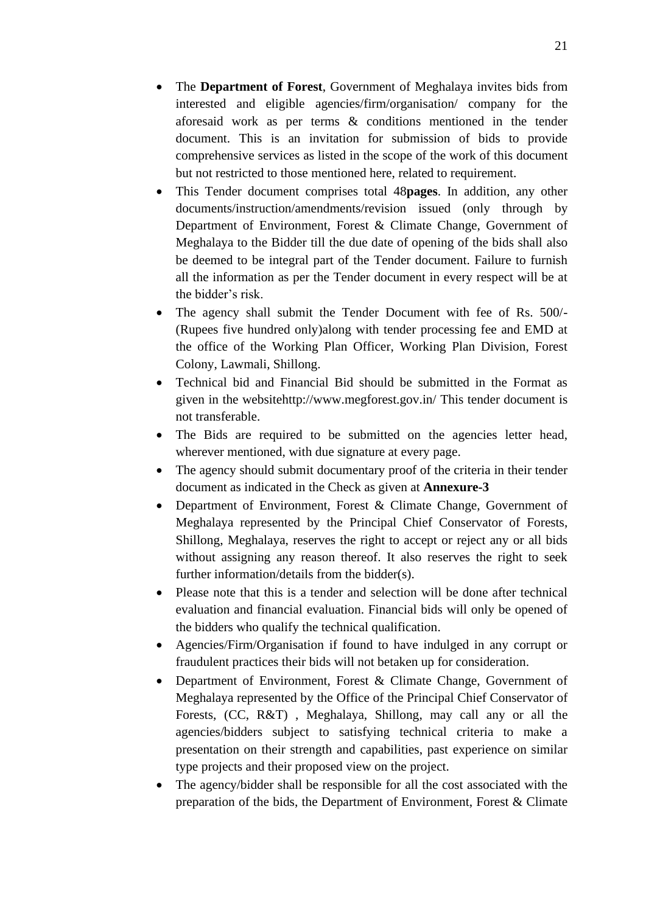- The **Department of Forest**, Government of Meghalaya invites bids from interested and eligible agencies/firm/organisation/ company for the aforesaid work as per terms & conditions mentioned in the tender document. This is an invitation for submission of bids to provide comprehensive services as listed in the scope of the work of this document but not restricted to those mentioned here, related to requirement.
- This Tender document comprises total 48**pages**. In addition, any other documents/instruction/amendments/revision issued (only through by Department of Environment, Forest & Climate Change, Government of Meghalaya to the Bidder till the due date of opening of the bids shall also be deemed to be integral part of the Tender document. Failure to furnish all the information as per the Tender document in every respect will be at the bidder's risk.
- The agency shall submit the Tender Document with fee of Rs. 500/- (Rupees five hundred only)along with tender processing fee and EMD at the office of the Working Plan Officer, Working Plan Division, Forest Colony, Lawmali, Shillong.
- Technical bid and Financial Bid should be submitted in the Format as given in the websitehttp://www.megforest.gov.in/ This tender document is not transferable.
- The Bids are required to be submitted on the agencies letter head, wherever mentioned, with due signature at every page.
- The agency should submit documentary proof of the criteria in their tender document as indicated in the Check as given at **Annexure-3**
- Department of Environment, Forest & Climate Change, Government of Meghalaya represented by the Principal Chief Conservator of Forests, Shillong, Meghalaya, reserves the right to accept or reject any or all bids without assigning any reason thereof. It also reserves the right to seek further information/details from the bidder(s).
- Please note that this is a tender and selection will be done after technical evaluation and financial evaluation. Financial bids will only be opened of the bidders who qualify the technical qualification.
- Agencies/Firm/Organisation if found to have indulged in any corrupt or fraudulent practices their bids will not betaken up for consideration.
- Department of Environment, Forest & Climate Change, Government of Meghalaya represented by the Office of the Principal Chief Conservator of Forests, (CC, R&T) , Meghalaya, Shillong, may call any or all the agencies/bidders subject to satisfying technical criteria to make a presentation on their strength and capabilities, past experience on similar type projects and their proposed view on the project.
- The agency/bidder shall be responsible for all the cost associated with the preparation of the bids, the Department of Environment, Forest & Climate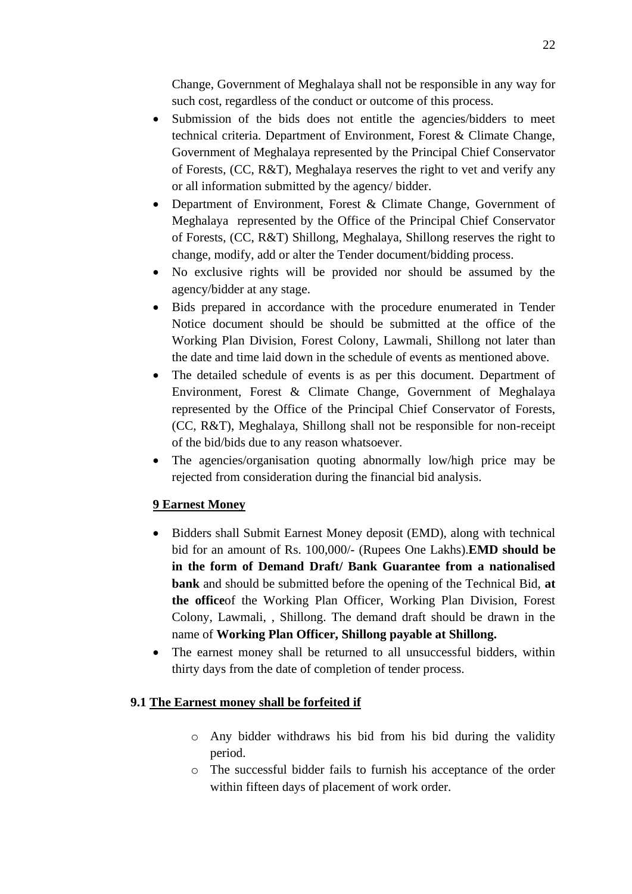Change, Government of Meghalaya shall not be responsible in any way for such cost, regardless of the conduct or outcome of this process.

- Submission of the bids does not entitle the agencies/bidders to meet technical criteria. Department of Environment, Forest & Climate Change, Government of Meghalaya represented by the Principal Chief Conservator of Forests, (CC, R&T), Meghalaya reserves the right to vet and verify any or all information submitted by the agency/ bidder.
- Department of Environment, Forest & Climate Change, Government of Meghalaya represented by the Office of the Principal Chief Conservator of Forests, (CC, R&T) Shillong, Meghalaya, Shillong reserves the right to change, modify, add or alter the Tender document/bidding process.
- No exclusive rights will be provided nor should be assumed by the agency/bidder at any stage.
- Bids prepared in accordance with the procedure enumerated in Tender Notice document should be should be submitted at the office of the Working Plan Division, Forest Colony, Lawmali, Shillong not later than the date and time laid down in the schedule of events as mentioned above.
- The detailed schedule of events is as per this document. Department of Environment, Forest & Climate Change, Government of Meghalaya represented by the Office of the Principal Chief Conservator of Forests, (CC, R&T), Meghalaya, Shillong shall not be responsible for non-receipt of the bid/bids due to any reason whatsoever.
- The agencies/organisation quoting abnormally low/high price may be rejected from consideration during the financial bid analysis.

## 9 Earnest Money

- Bidders shall Submit Earnest Money deposit (EMD), along with technical bid for an amount of Rs. 100,000/- (Rupees One Lakhs).**EMD should be in the form of Demand Draft/ Bank Guarantee from a nationalised bank** and should be submitted before the opening of the Technical Bid, **at the office**of the Working Plan Officer, Working Plan Division, Forest Colony, Lawmali, , Shillong. The demand draft should be drawn in the name of **Working Plan Officer, Shillong payable at Shillong.**
- The earnest money shall be returned to all unsuccessful bidders, within thirty days from the date of completion of tender process.

### 9.1 The Earnest money shall be forfeited if

- Any bidder withdraws his bid from his bid during the validity period.
- The successful bidder fails to furnish his acceptance of the order within fifteen days of placement of work order.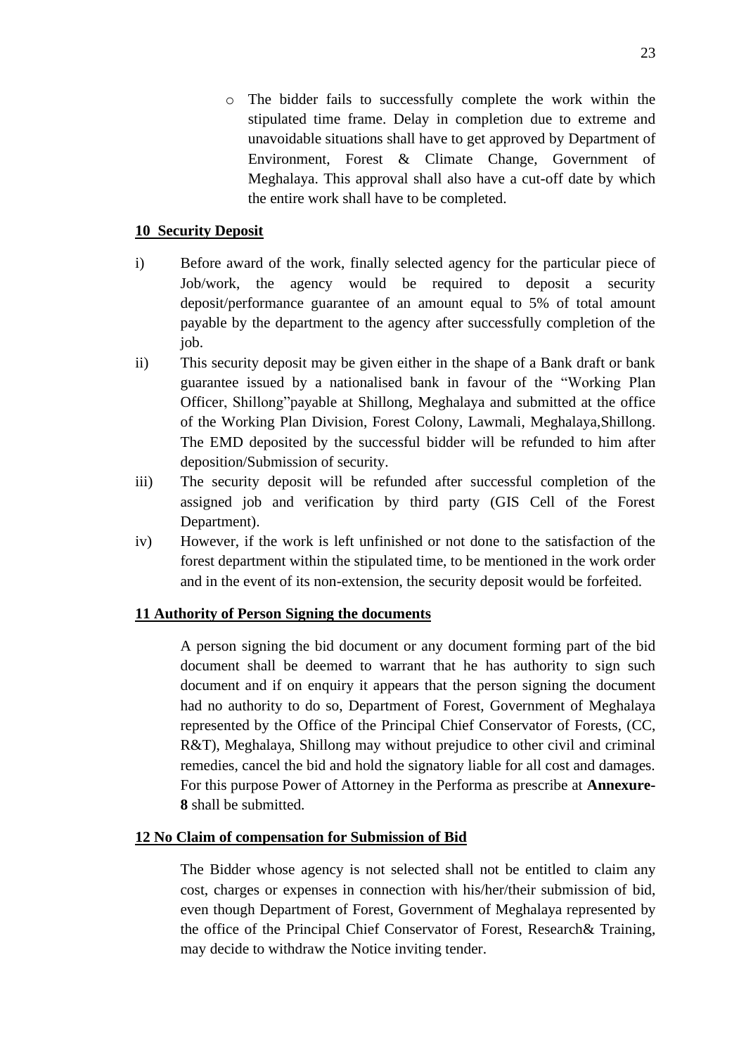- The bidder fails to successfully complete the work within the stipulated time frame. Delay in completion due to extreme and unavoidable situations shall have to get approved by Department of Environment, Forest & Climate Change, Government of Meghalaya. This approval shall also have a cut-off date by which the entire work shall have to be completed.

**10 Security Deposit**

i) Before award of the work, finally selected agency for the particular piece of Job/work, the agency would be required to deposit a security deposit/performance guarantee of an amount equal to 5% of total amount payable by the department to the agency after successfully completion of the job.

ii) This security deposit may be given either in the shape of a Bank draft or bank guarantee issued by a nationalised bank in favour of the "Working Plan Officer, Shillong"payable at Shillong, Meghalaya and submitted at the office of the Working Plan Division, Forest Colony, Lawmali, Meghalaya,Shillong. The EMD deposited by the successful bidder will be refunded to him after deposition/Submission of security.

iii) The security deposit will be refunded after successful completion of the assigned job and verification by third party (GIS Cell of the Forest Department).

iv) However, if the work is left unfinished or not done to the satisfaction of the forest department within the stipulated time, to be mentioned in the work order and in the event of its non-extension, the security deposit would be forfeited.

**11 Authority of Person Signing the documents**

A person signing the bid document or any document forming part of the bid document shall be deemed to warrant that he has authority to sign such document and if on enquiry it appears that the person signing the document had no authority to do so, Department of Forest, Government of Meghalaya represented by the Office of the Principal Chief Conservator of Forests, (CC, R&T), Meghalaya, Shillong may without prejudice to other civil and criminal remedies, cancel the bid and hold the signatory liable for all cost and damages. For this purpose Power of Attorney in the Performa as prescribe at **Annexure-8** shall be submitted.

**12 No Claim of compensation for Submission of Bid**

The Bidder whose agency is not selected shall not be entitled to claim any cost, charges or expenses in connection with his/her/their submission of bid, even though Department of Forest, Government of Meghalaya represented by the office of the Principal Chief Conservator of Forest, Research& Training, may decide to withdraw the Notice inviting tender.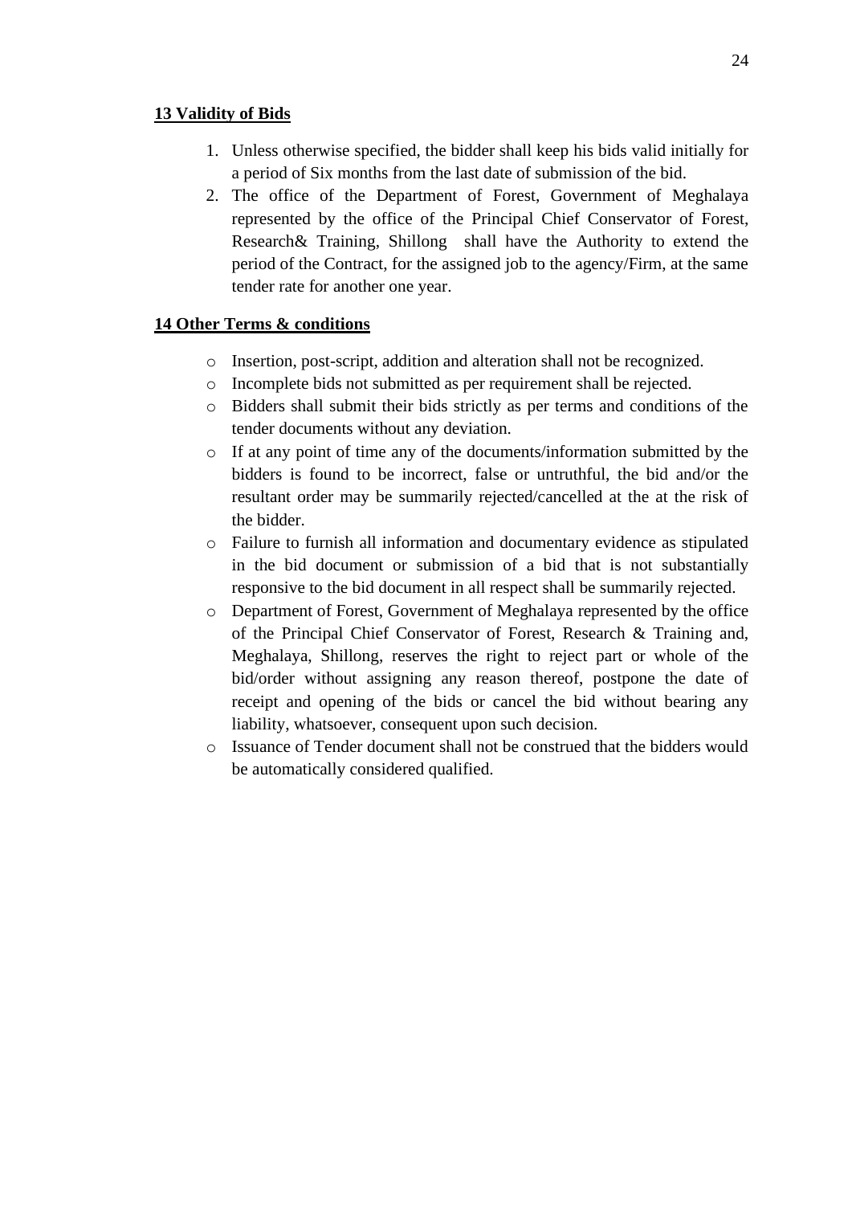**13 Validity of Bids**

1. Unless otherwise specified, the bidder shall keep his bids valid initially for a period of Six months from the last date of submission of the bid.
2. The office of the Department of Forest, Government of Meghalaya represented by the office of the Principal Chief Conservator of Forest, Research& Training, Shillong shall have the Authority to extend the period of the Contract, for the assigned job to the agency/Firm, at the same tender rate for another one year.

**14 Other Terms & conditions**

- Insertion, post-script, addition and alteration shall not be recognized.
- Incomplete bids not submitted as per requirement shall be rejected.
- Bidders shall submit their bids strictly as per terms and conditions of the tender documents without any deviation.
- If at any point of time any of the documents/information submitted by the bidders is found to be incorrect, false or untruthful, the bid and/or the resultant order may be summarily rejected/cancelled at the at the risk of the bidder.
- Failure to furnish all information and documentary evidence as stipulated in the bid document or submission of a bid that is not substantially responsive to the bid document in all respect shall be summarily rejected.
- Department of Forest, Government of Meghalaya represented by the office of the Principal Chief Conservator of Forest, Research & Training and, Meghalaya, Shillong, reserves the right to reject part or whole of the bid/order without assigning any reason thereof, postpone the date of receipt and opening of the bids or cancel the bid without bearing any liability, whatsoever, consequent upon such decision.
- Issuance of Tender document shall not be construed that the bidders would be automatically considered qualified.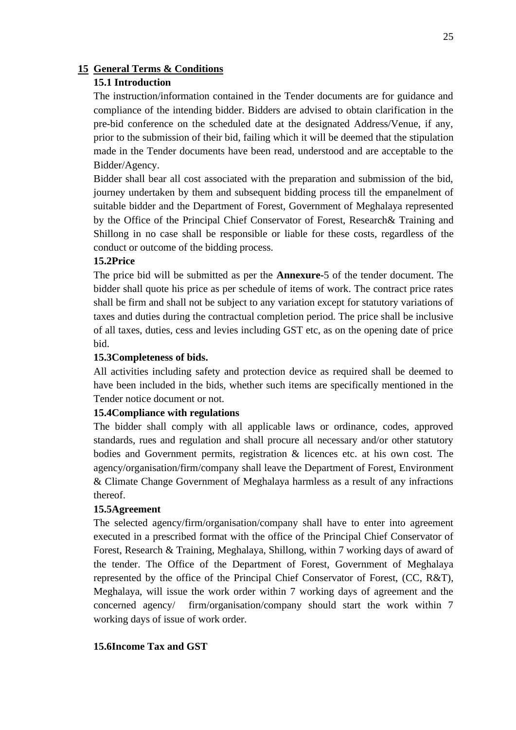## 15 General Terms & Conditions

### 15.1 Introduction

The instruction/information contained in the Tender documents are for guidance and compliance of the intending bidder. Bidders are advised to obtain clarification in the pre-bid conference on the scheduled date at the designated Address/Venue, if any, prior to the submission of their bid, failing which it will be deemed that the stipulation made in the Tender documents have been read, understood and are acceptable to the Bidder/Agency.

Bidder shall bear all cost associated with the preparation and submission of the bid, journey undertaken by them and subsequent bidding process till the empanelment of suitable bidder and the Department of Forest, Government of Meghalaya represented by the Office of the Principal Chief Conservator of Forest, Research& Training and Shillong in no case shall be responsible or liable for these costs, regardless of the conduct or outcome of the bidding process.

### 15.2Price

The price bid will be submitted as per the **Annexure-**5 of the tender document. The bidder shall quote his price as per schedule of items of work. The contract price rates shall be firm and shall not be subject to any variation except for statutory variations of taxes and duties during the contractual completion period. The price shall be inclusive of all taxes, duties, cess and levies including GST etc, as on the opening date of price bid.

### 15.3Completeness of bids.

All activities including safety and protection device as required shall be deemed to have been included in the bids, whether such items are specifically mentioned in the Tender notice document or not.

### 15.4Compliance with regulations

The bidder shall comply with all applicable laws or ordinance, codes, approved standards, rues and regulation and shall procure all necessary and/or other statutory bodies and Government permits, registration & licences etc. at his own cost. The agency/organisation/firm/company shall leave the Department of Forest, Environment & Climate Change Government of Meghalaya harmless as a result of any infractions thereof.

### 15.5Agreement

The selected agency/firm/organisation/company shall have to enter into agreement executed in a prescribed format with the office of the Principal Chief Conservator of Forest, Research & Training, Meghalaya, Shillong, within 7 working days of award of the tender. The Office of the Department of Forest, Government of Meghalaya represented by the office of the Principal Chief Conservator of Forest, (CC, R&T), Meghalaya, will issue the work order within 7 working days of agreement and the concerned agency/ firm/organisation/company should start the work within 7 working days of issue of work order.

### 15.6Income Tax and GST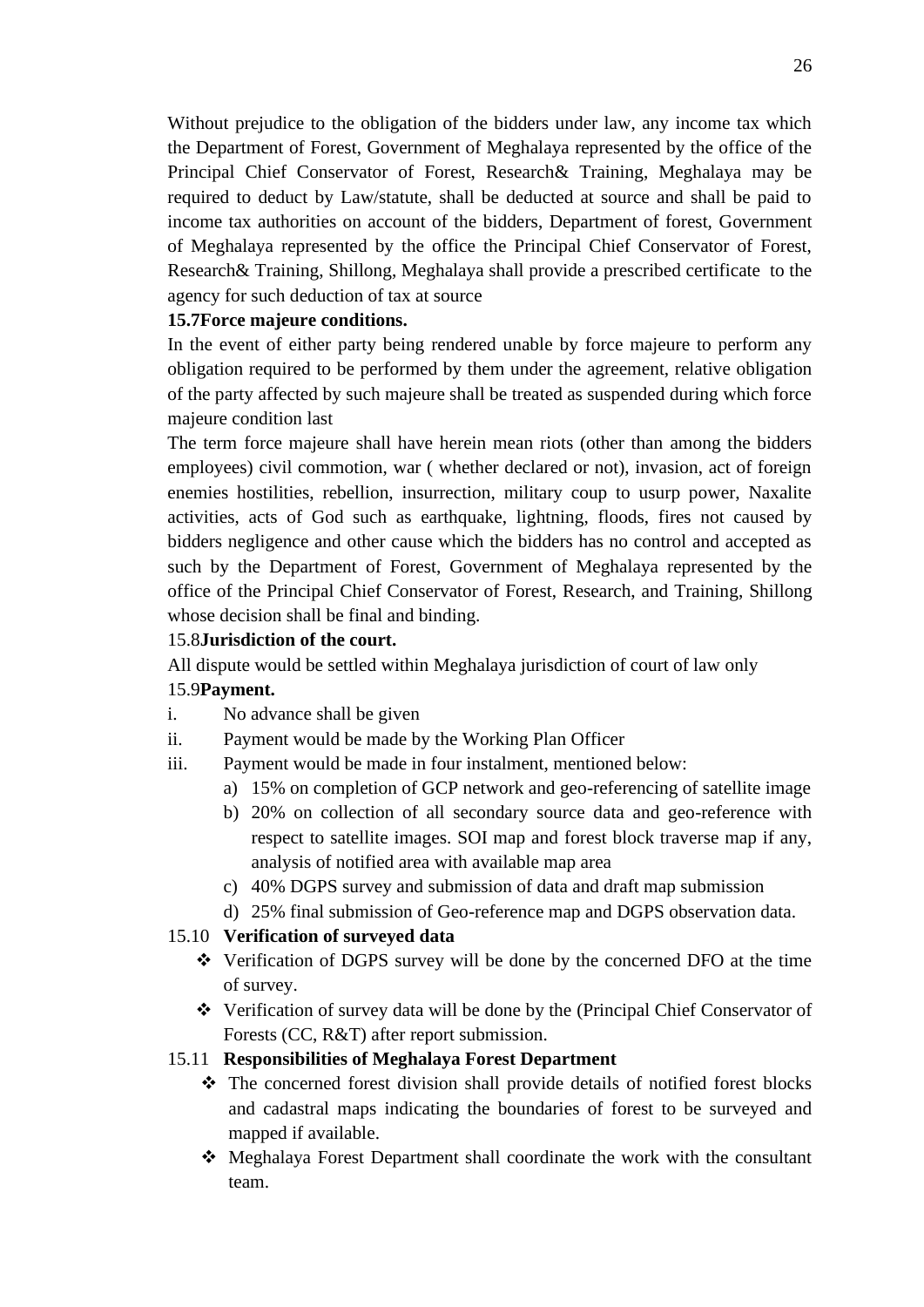Without prejudice to the obligation of the bidders under law, any income tax which the Department of Forest, Government of Meghalaya represented by the office of the Principal Chief Conservator of Forest, Research& Training, Meghalaya may be required to deduct by Law/statute, shall be deducted at source and shall be paid to income tax authorities on account of the bidders, Department of forest, Government of Meghalaya represented by the office the Principal Chief Conservator of Forest, Research& Training, Shillong, Meghalaya shall provide a prescribed certificate to the agency for such deduction of tax at source

**15.7Force majeure conditions.**

In the event of either party being rendered unable by force majeure to perform any obligation required to be performed by them under the agreement, relative obligation of the party affected by such majeure shall be treated as suspended during which force majeure condition last

The term force majeure shall have herein mean riots (other than among the bidders employees) civil commotion, war ( whether declared or not), invasion, act of foreign enemies hostilities, rebellion, insurrection, military coup to usurp power, Naxalite activities, acts of God such as earthquake, lightning, floods, fires not caused by bidders negligence and other cause which the bidders has no control and accepted as such by the Department of Forest, Government of Meghalaya represented by the office of the Principal Chief Conservator of Forest, Research, and Training, Shillong whose decision shall be final and binding.

15.8**Jurisdiction of the court.**

All dispute would be settled within Meghalaya jurisdiction of court of law only

15.9**Payment.**

i. No advance shall be given
ii. Payment would be made by the Working Plan Officer
iii. Payment would be made in four instalment, mentioned below:
   a) 15% on completion of GCP network and geo-referencing of satellite image
   b) 20% on collection of all secondary source data and geo-reference with respect to satellite images. SOI map and forest block traverse map if any, analysis of notified area with available map area
   c) 40% DGPS survey and submission of data and draft map submission
   d) 25% final submission of Geo-reference map and DGPS observation data.

15.10 **Verification of surveyed data**

- ❖ Verification of DGPS survey will be done by the concerned DFO at the time of survey.
- ❖ Verification of survey data will be done by the (Principal Chief Conservator of Forests (CC, R&T) after report submission.

15.11 **Responsibilities of Meghalaya Forest Department**

- ❖ The concerned forest division shall provide details of notified forest blocks and cadastral maps indicating the boundaries of forest to be surveyed and mapped if available.
- ❖ Meghalaya Forest Department shall coordinate the work with the consultant team.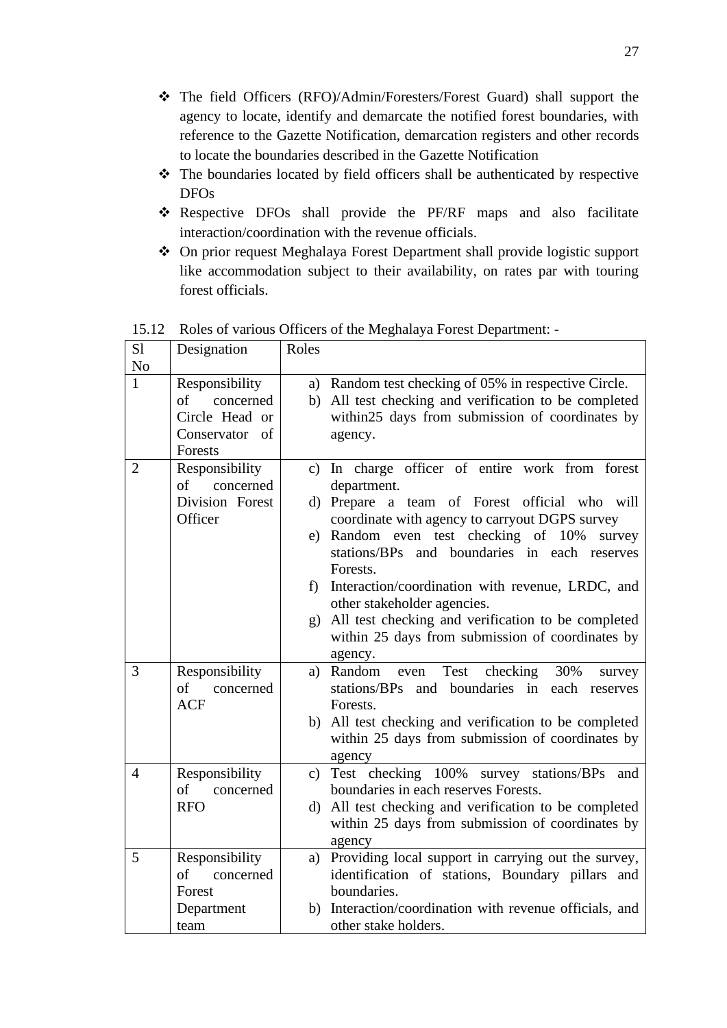- ❖ The field Officers (RFO)/Admin/Foresters/Forest Guard) shall support the agency to locate, identify and demarcate the notified forest boundaries, with reference to the Gazette Notification, demarcation registers and other records to locate the boundaries described in the Gazette Notification
- ❖ The boundaries located by field officers shall be authenticated by respective DFOs
- ❖ Respective DFOs shall provide the PF/RF maps and also facilitate interaction/coordination with the revenue officials.
- ❖ On prior request Meghalaya Forest Department shall provide logistic support like accommodation subject to their availability, on rates par with touring forest officials.

15.12 Roles of various Officers of the Meghalaya Forest Department: -

| Sl No | Designation | Roles |
|---|---|---|
| 1 | Responsibility of concerned Circle Head or Conservator of Forests | a) Random test checking of 05% in respective Circle.<br>b) All test checking and verification to be completed within25 days from submission of coordinates by agency. |
| 2 | Responsibility of concerned Division Forest Officer | c) In charge officer of entire work from forest department.<br>d) Prepare a team of Forest official who will coordinate with agency to carryout DGPS survey<br>e) Random even test checking of 10% survey stations/BPs and boundaries in each reserves Forests.<br>f) Interaction/coordination with revenue, LRDC, and other stakeholder agencies.<br>g) All test checking and verification to be completed within 25 days from submission of coordinates by agency. |
| 3 | Responsibility of concerned ACF | a) Random even Test checking 30% survey stations/BPs and boundaries in each reserves Forests.<br>b) All test checking and verification to be completed within 25 days from submission of coordinates by agency |
| 4 | Responsibility of concerned RFO | c) Test checking 100% survey stations/BPs and boundaries in each reserves Forests.<br>d) All test checking and verification to be completed within 25 days from submission of coordinates by agency |
| 5 | Responsibility of concerned Forest Department team | a) Providing local support in carrying out the survey, identification of stations, Boundary pillars and boundaries.<br>b) Interaction/coordination with revenue officials, and other stake holders. |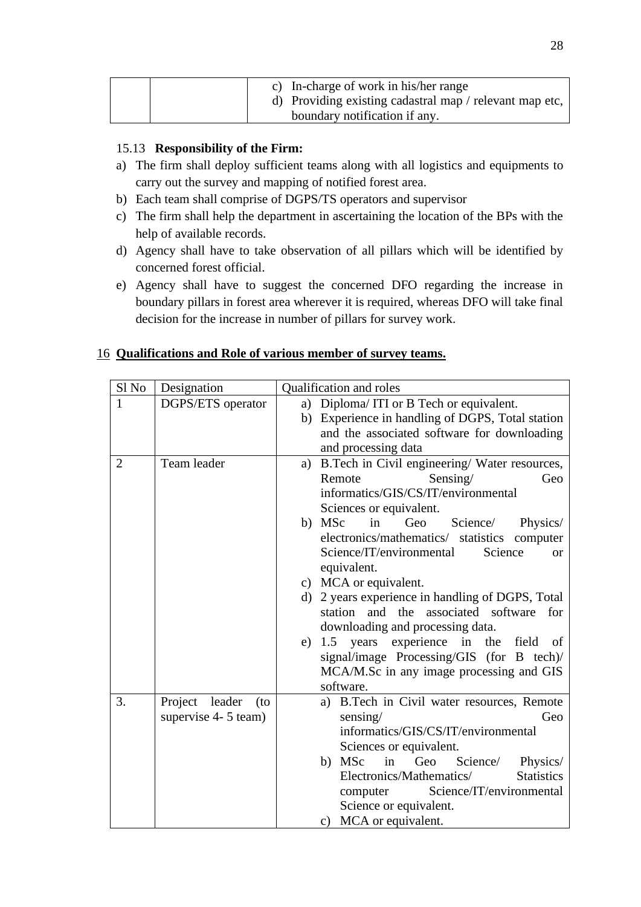| | | c) In-charge of work in his/her range<br>d) Providing existing cadastral map / relevant map etc, boundary notification if any. |
|---|---|---|

15.13 **Responsibility of the Firm:**

a) The firm shall deploy sufficient teams along with all logistics and equipments to carry out the survey and mapping of notified forest area.
b) Each team shall comprise of DGPS/TS operators and supervisor
c) The firm shall help the department in ascertaining the location of the BPs with the help of available records.
d) Agency shall have to take observation of all pillars which will be identified by concerned forest official.
e) Agency shall have to suggest the concerned DFO regarding the increase in boundary pillars in forest area wherever it is required, whereas DFO will take final decision for the increase in number of pillars for survey work.

## 16 Qualifications and Role of various member of survey teams.

| Sl No | Designation | Qualification and roles |
|---|---|---|
| 1 | DGPS/ETS operator | a) Diploma/ ITI or B Tech or equivalent.<br>b) Experience in handling of DGPS, Total station and the associated software for downloading and processing data |
| 2 | Team leader | a) B.Tech in Civil engineering/ Water resources, Remote Sensing/ Geo informatics/GIS/CS/IT/environmental Sciences or equivalent.<br>b) MSc in Geo Science/ Physics/ electronics/mathematics/ statistics computer Science/IT/environmental Science or equivalent.<br>c) MCA or equivalent.<br>d) 2 years experience in handling of DGPS, Total station and the associated software for downloading and processing data.<br>e) 1.5 years experience in the field of signal/image Processing/GIS (for B tech)/ MCA/M.Sc in any image processing and GIS software. |
| 3. | Project leader (to supervise 4- 5 team) | a) B.Tech in Civil water resources, Remote sensing/ Geo informatics/GIS/CS/IT/environmental Sciences or equivalent.<br>b) MSc in Geo Science/ Physics/ Electronics/Mathematics/ Statistics computer Science/IT/environmental Science or equivalent.<br>c) MCA or equivalent. |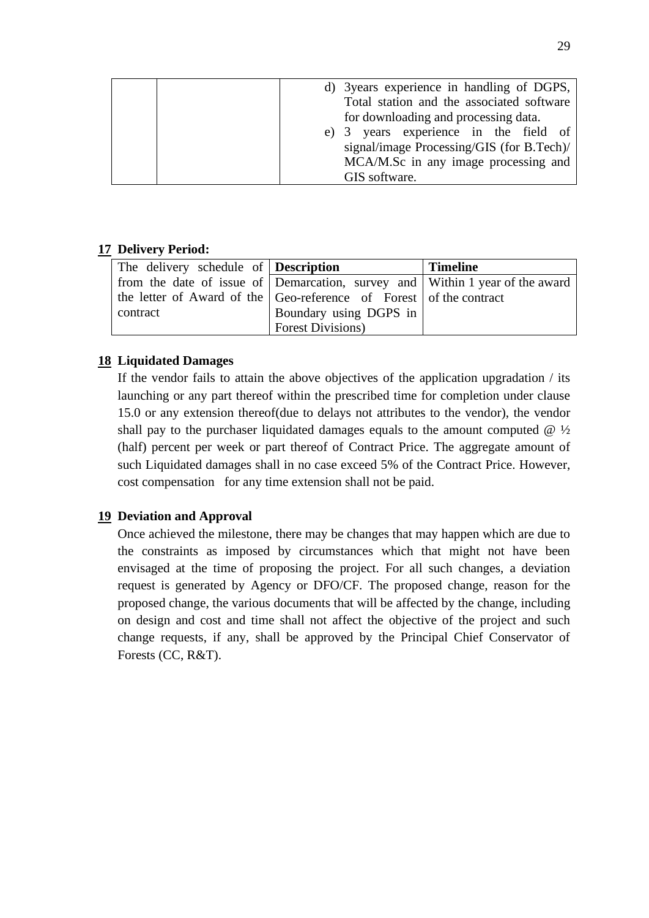| | | d) 3years experience in handling of DGPS, Total station and the associated software for downloading and processing data.<br>e) 3 years experience in the field of signal/image Processing/GIS (for B.Tech)/ MCA/M.Sc in any image processing and GIS software. |
|---|---|---|

**17 Delivery Period:**

| The delivery schedule of from the date of issue of the letter of Award of the contract | Description | Timeline |
|---|---|---|
| | Demarcation, survey and Geo-reference of Forest Boundary using DGPS in Forest Divisions) | Within 1 year of the award of the contract |

**18 Liquidated Damages**

If the vendor fails to attain the above objectives of the application upgradation / its launching or any part thereof within the prescribed time for completion under clause 15.0 or any extension thereof(due to delays not attributes to the vendor), the vendor shall pay to the purchaser liquidated damages equals to the amount computed @ ½ (half) percent per week or part thereof of Contract Price. The aggregate amount of such Liquidated damages shall in no case exceed 5% of the Contract Price. However, cost compensation for any time extension shall not be paid.

**19 Deviation and Approval**

Once achieved the milestone, there may be changes that may happen which are due to the constraints as imposed by circumstances which that might not have been envisaged at the time of proposing the project. For all such changes, a deviation request is generated by Agency or DFO/CF. The proposed change, reason for the proposed change, the various documents that will be affected by the change, including on design and cost and time shall not affect the objective of the project and such change requests, if any, shall be approved by the Principal Chief Conservator of Forests (CC, R&T).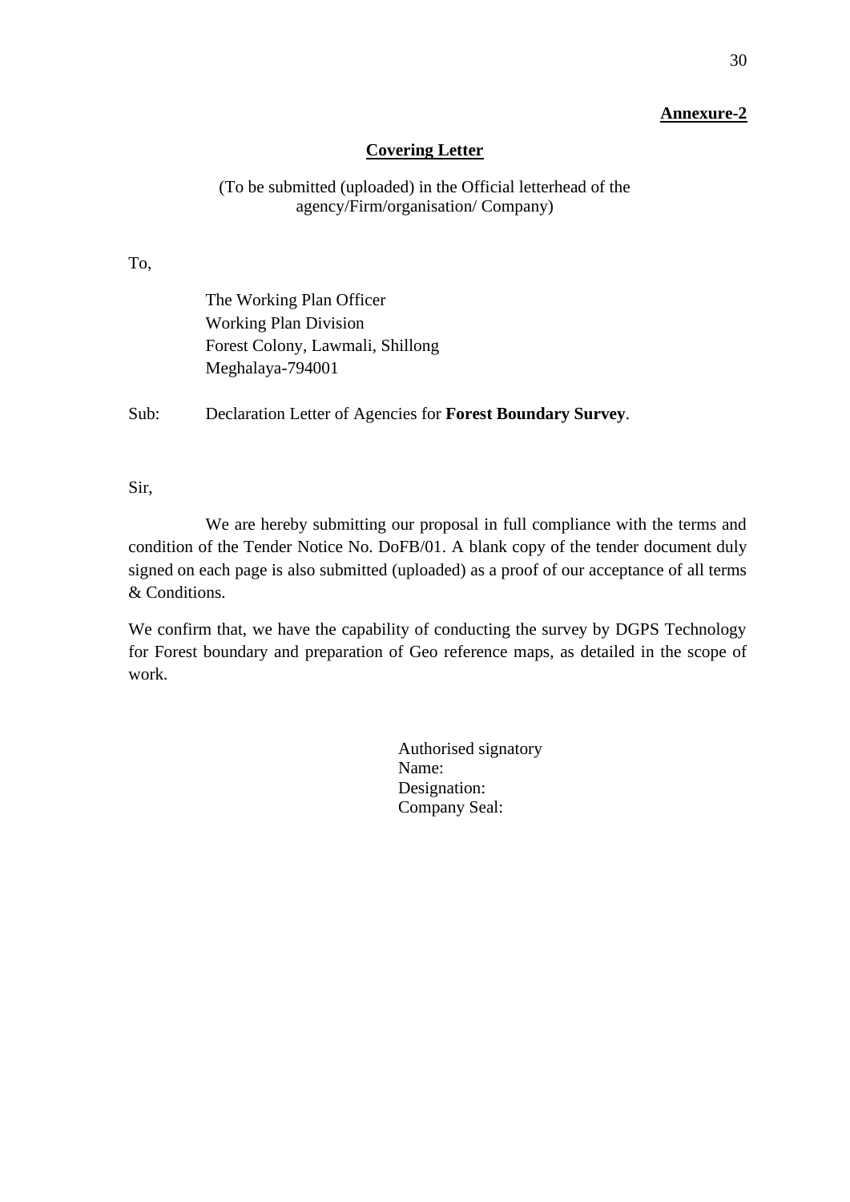**Annexure-2**

## Covering Letter

(To be submitted (uploaded) in the Official letterhead of the agency/Firm/organisation/ Company)

To,

The Working Plan Officer
Working Plan Division
Forest Colony, Lawmali, Shillong
Meghalaya-794001

Sub: Declaration Letter of Agencies for **Forest Boundary Survey**.

Sir,

We are hereby submitting our proposal in full compliance with the terms and condition of the Tender Notice No. DoFB/01. A blank copy of the tender document duly signed on each page is also submitted (uploaded) as a proof of our acceptance of all terms & Conditions.

We confirm that, we have the capability of conducting the survey by DGPS Technology for Forest boundary and preparation of Geo reference maps, as detailed in the scope of work.

Authorised signatory
Name:
Designation:
Company Seal: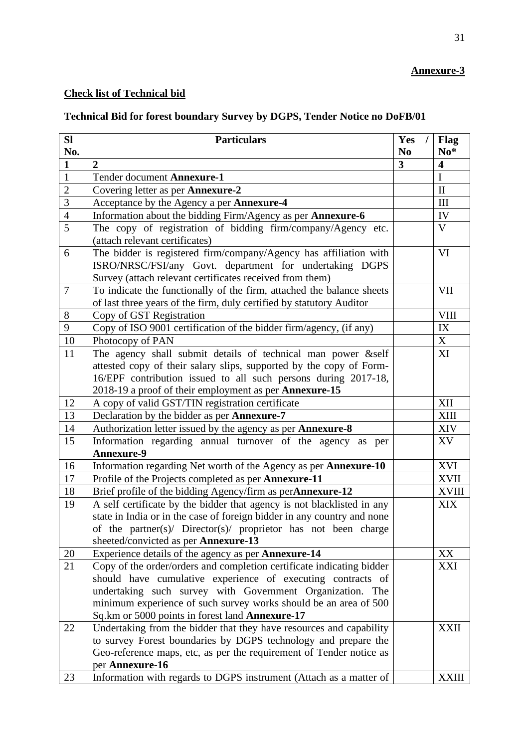**Annexure-3**

**Check list of Technical bid**

**Technical Bid for forest boundary Survey by DGPS, Tender Notice no DoFB/01**

| Sl No. | Particulars | Yes / No | Flag No* |
|---|---|---|---|
| **1** | **2** | **3** | **4** |
| 1 | Tender document **Annexure-1** | | I |
| 2 | Covering letter as per **Annexure-2** | | II |
| 3 | Acceptance by the Agency a per **Annexure-4** | | III |
| 4 | Information about the bidding Firm/Agency as per **Annexure-6** | | IV |
| 5 | The copy of registration of bidding firm/company/Agency etc. (attach relevant certificates) | | V |
| 6 | The bidder is registered firm/company/Agency has affiliation with ISRO/NRSC/FSI/any Govt. department for undertaking DGPS Survey (attach relevant certificates received from them) | | VI |
| 7 | To indicate the functionally of the firm, attached the balance sheets of last three years of the firm, duly certified by statutory Auditor | | VII |
| 8 | Copy of GST Registration | | VIII |
| 9 | Copy of ISO 9001 certification of the bidder firm/agency, (if any) | | IX |
| 10 | Photocopy of PAN | | X |
| 11 | The agency shall submit details of technical man power &self attested copy of their salary slips, supported by the copy of Form-16/EPF contribution issued to all such persons during 2017-18, 2018-19 a proof of their employment as per **Annexure-15** | | XI |
| 12 | A copy of valid GST/TIN registration certificate | | XII |
| 13 | Declaration by the bidder as per **Annexure-7** | | XIII |
| 14 | Authorization letter issued by the agency as per **Annexure-8** | | XIV |
| 15 | Information regarding annual turnover of the agency as per **Annexure-9** | | XV |
| 16 | Information regarding Net worth of the Agency as per **Annexure-10** | | XVI |
| 17 | Profile of the Projects completed as per **Annexure-11** | | XVII |
| 18 | Brief profile of the bidding Agency/firm as per**Annexure-12** | | XVIII |
| 19 | A self certificate by the bidder that agency is not blacklisted in any state in India or in the case of foreign bidder in any country and none of the partner(s)/ Director(s)/ proprietor has not been charge sheeted/convicted as per **Annexure-13** | | XIX |
| 20 | Experience details of the agency as per **Annexure-14** | | XX |
| 21 | Copy of the order/orders and completion certificate indicating bidder should have cumulative experience of executing contracts of undertaking such survey with Government Organization. The minimum experience of such survey works should be an area of 500 Sq.km or 5000 points in forest land **Annexure-17** | | XXI |
| 22 | Undertaking from the bidder that they have resources and capability to survey Forest boundaries by DGPS technology and prepare the Geo-reference maps, etc, as per the requirement of Tender notice as per **Annexure-16** | | XXII |
| 23 | Information with regards to DGPS instrument (Attach as a matter of | | XXIII |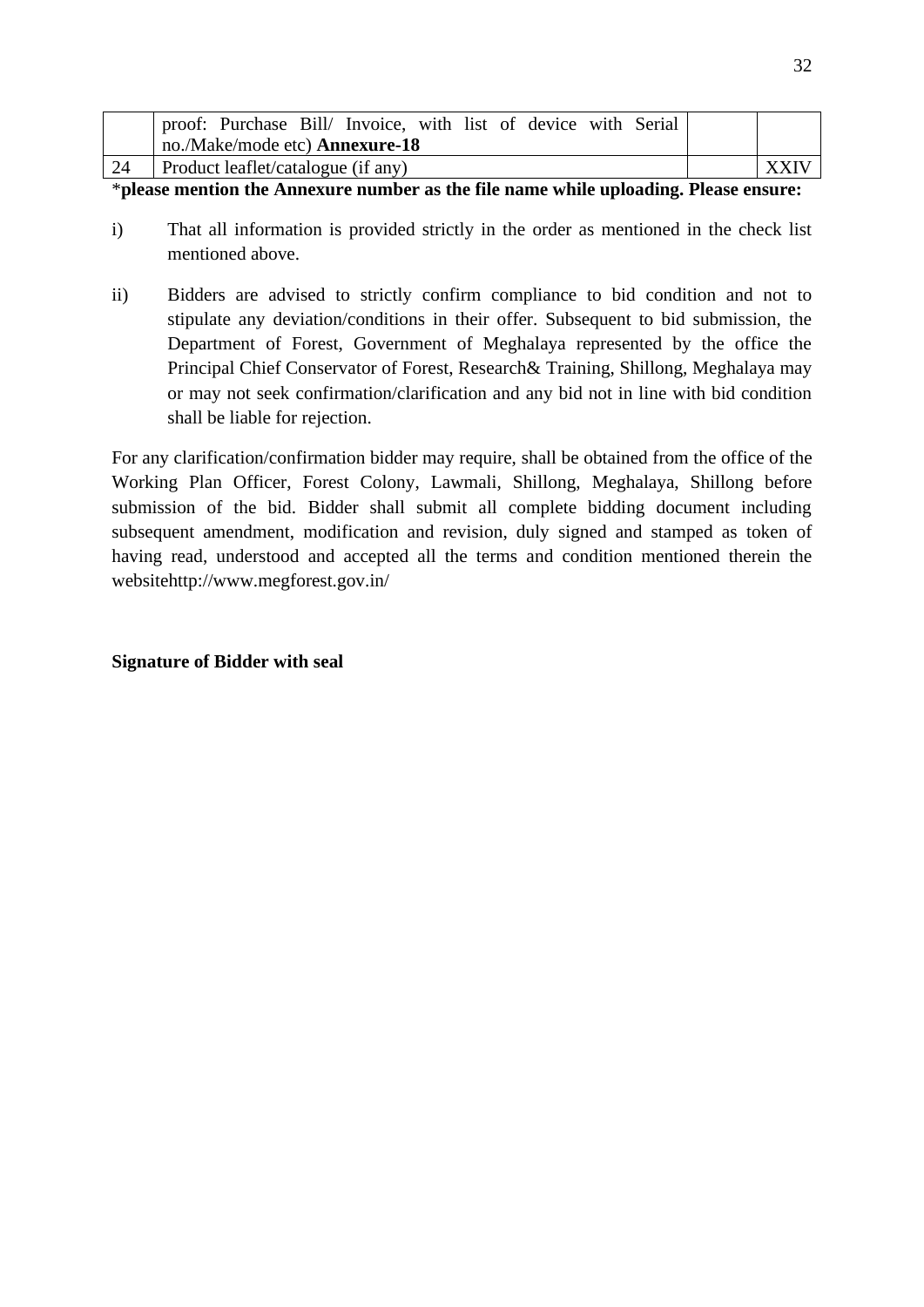|  | proof: Purchase Bill/ Invoice, with list of device with Serial no./Make/mode etc) **Annexure-18** |  |  |
|---|---|---|---|
| 24 | Product leaflet/catalogue (if any) |  | XXIV |

***please mention the Annexure number as the file name while uploading. Please ensure:**

i) That all information is provided strictly in the order as mentioned in the check list mentioned above.

ii) Bidders are advised to strictly confirm compliance to bid condition and not to stipulate any deviation/conditions in their offer. Subsequent to bid submission, the Department of Forest, Government of Meghalaya represented by the office the Principal Chief Conservator of Forest, Research& Training, Shillong, Meghalaya may or may not seek confirmation/clarification and any bid not in line with bid condition shall be liable for rejection.

For any clarification/confirmation bidder may require, shall be obtained from the office of the Working Plan Officer, Forest Colony, Lawmali, Shillong, Meghalaya, Shillong before submission of the bid. Bidder shall submit all complete bidding document including subsequent amendment, modification and revision, duly signed and stamped as token of having read, understood and accepted all the terms and condition mentioned therein the websitehttp://www.megforest.gov.in/

**Signature of Bidder with seal**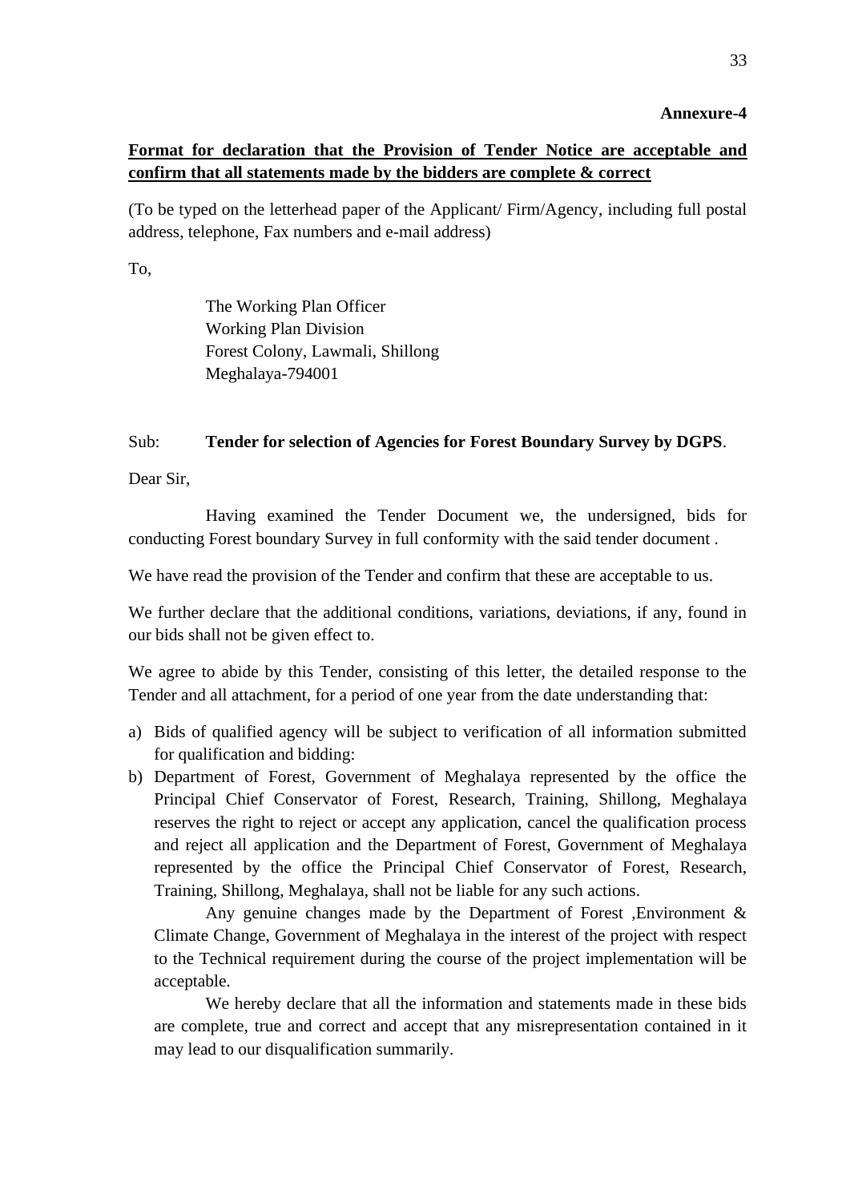**Annexure-4**

**<u>Format for declaration that the Provision of Tender Notice are acceptable and confirm that all statements made by the bidders are complete & correct</u>**

(To be typed on the letterhead paper of the Applicant/ Firm/Agency, including full postal address, telephone, Fax numbers and e-mail address)

To,

The Working Plan Officer
Working Plan Division
Forest Colony, Lawmali, Shillong
Meghalaya-794001

Sub: **Tender for selection of Agencies for Forest Boundary Survey by DGPS**.

Dear Sir,

Having examined the Tender Document we, the undersigned, bids for conducting Forest boundary Survey in full conformity with the said tender document .

We have read the provision of the Tender and confirm that these are acceptable to us.

We further declare that the additional conditions, variations, deviations, if any, found in our bids shall not be given effect to.

We agree to abide by this Tender, consisting of this letter, the detailed response to the Tender and all attachment, for a period of one year from the date understanding that:

a) Bids of qualified agency will be subject to verification of all information submitted for qualification and bidding:
b) Department of Forest, Government of Meghalaya represented by the office the Principal Chief Conservator of Forest, Research, Training, Shillong, Meghalaya reserves the right to reject or accept any application, cancel the qualification process and reject all application and the Department of Forest, Government of Meghalaya represented by the office the Principal Chief Conservator of Forest, Research, Training, Shillong, Meghalaya, shall not be liable for any such actions.

   Any genuine changes made by the Department of Forest ,Environment & Climate Change, Government of Meghalaya in the interest of the project with respect to the Technical requirement during the course of the project implementation will be acceptable.

   We hereby declare that all the information and statements made in these bids are complete, true and correct and accept that any misrepresentation contained in it may lead to our disqualification summarily.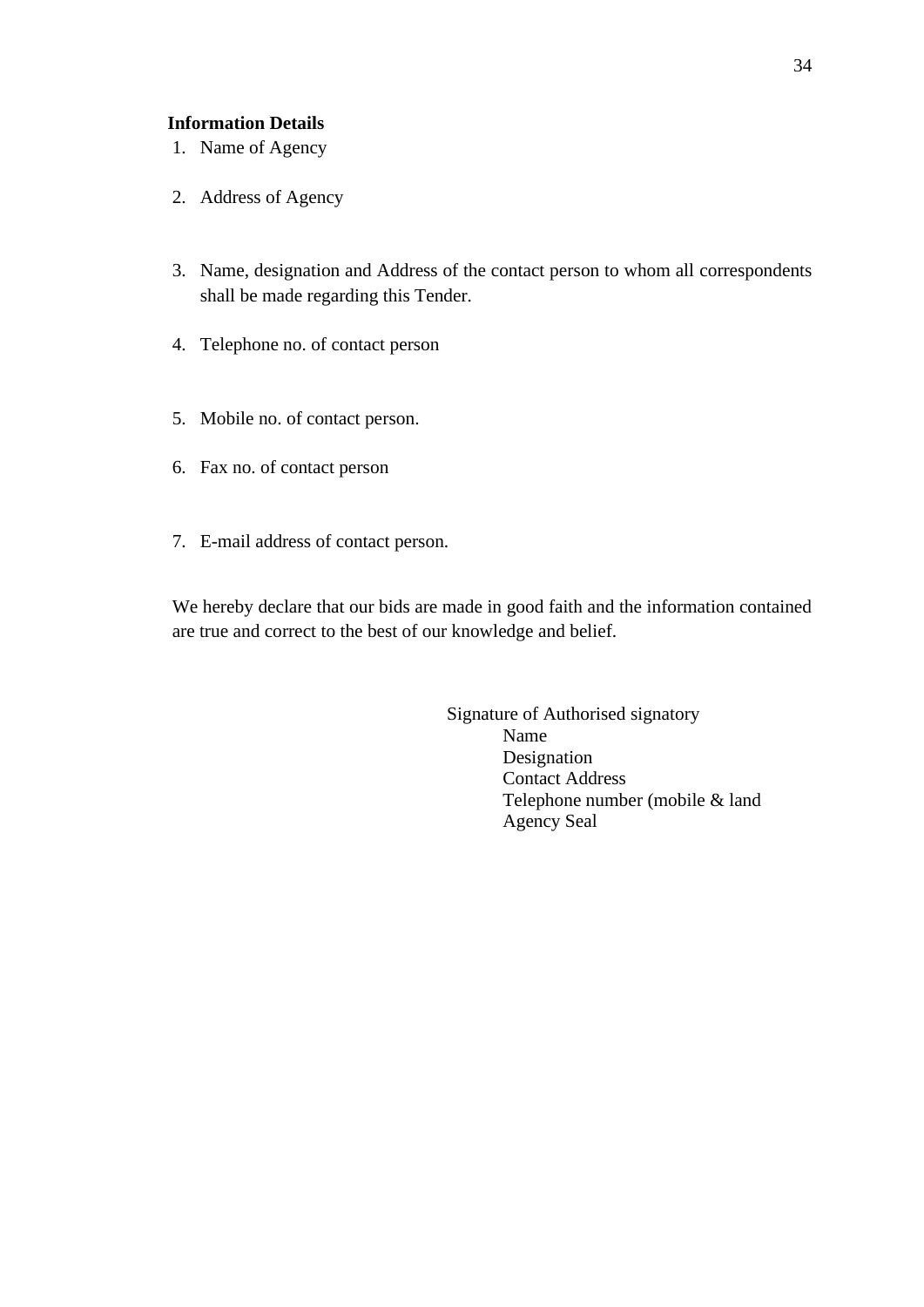**Information Details**

1. Name of Agency

2. Address of Agency

3. Name, designation and Address of the contact person to whom all correspondents shall be made regarding this Tender.

4. Telephone no. of contact person

5. Mobile no. of contact person.

6. Fax no. of contact person

7. E-mail address of contact person.

We hereby declare that our bids are made in good faith and the information contained are true and correct to the best of our knowledge and belief.

Signature of Authorised signatory
Name
Designation
Contact Address
Telephone number (mobile & land
Agency Seal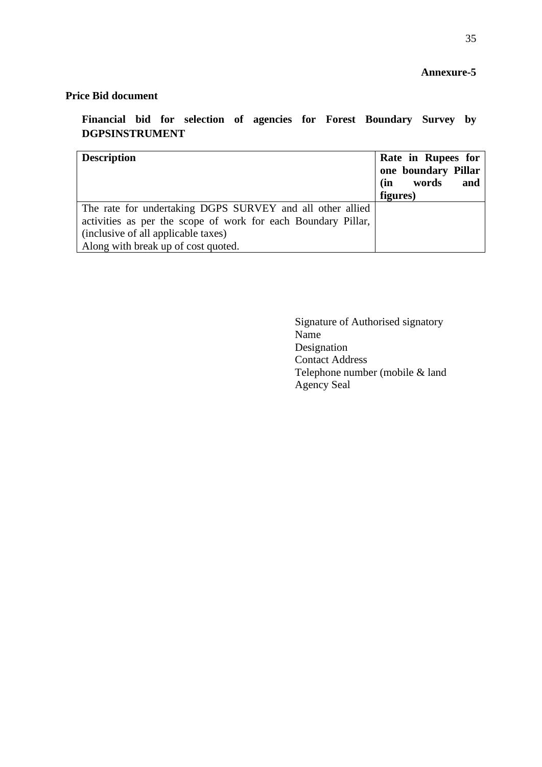**Annexure-5**

**Price Bid document**

**Financial bid for selection of agencies for Forest Boundary Survey by DGPSINSTRUMENT**

| **Description** | **Rate in Rupees for one boundary Pillar (in words and figures)** |
|---|---|
| The rate for undertaking DGPS SURVEY and all other allied activities as per the scope of work for each Boundary Pillar, (inclusive of all applicable taxes)<br>Along with break up of cost quoted. | |

Signature of Authorised signatory
Name
Designation
Contact Address
Telephone number (mobile & land
Agency Seal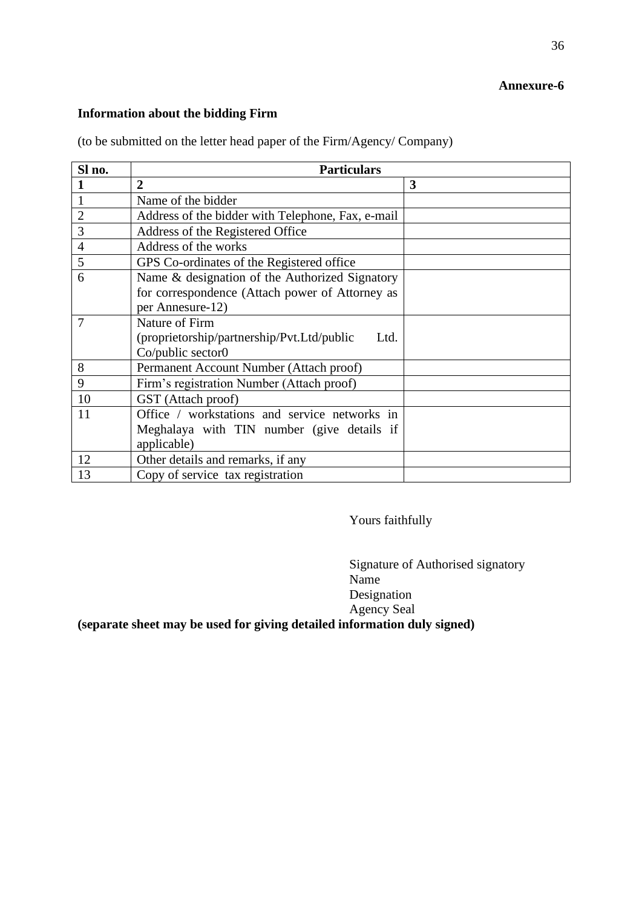**Annexure-6**

**Information about the bidding Firm**

(to be submitted on the letter head paper of the Firm/Agency/ Company)

| Sl no. | Particulars | |
|---|---|---|
| **1** | **2** | **3** |
| 1 | Name of the bidder | |
| 2 | Address of the bidder with Telephone, Fax, e-mail | |
| 3 | Address of the Registered Office | |
| 4 | Address of the works | |
| 5 | GPS Co-ordinates of the Registered office | |
| 6 | Name & designation of the Authorized Signatory for correspondence (Attach power of Attorney as per Annesure-12) | |
| 7 | Nature of Firm (proprietorship/partnership/Pvt.Ltd/public Ltd. Co/public sector0 | |
| 8 | Permanent Account Number (Attach proof) | |
| 9 | Firm's registration Number (Attach proof) | |
| 10 | GST (Attach proof) | |
| 11 | Office / workstations and service networks in Meghalaya with TIN number (give details if applicable) | |
| 12 | Other details and remarks, if any | |
| 13 | Copy of service tax registration | |

Yours faithfully

Signature of Authorised signatory
Name
Designation
Agency Seal

**(separate sheet may be used for giving detailed information duly signed)**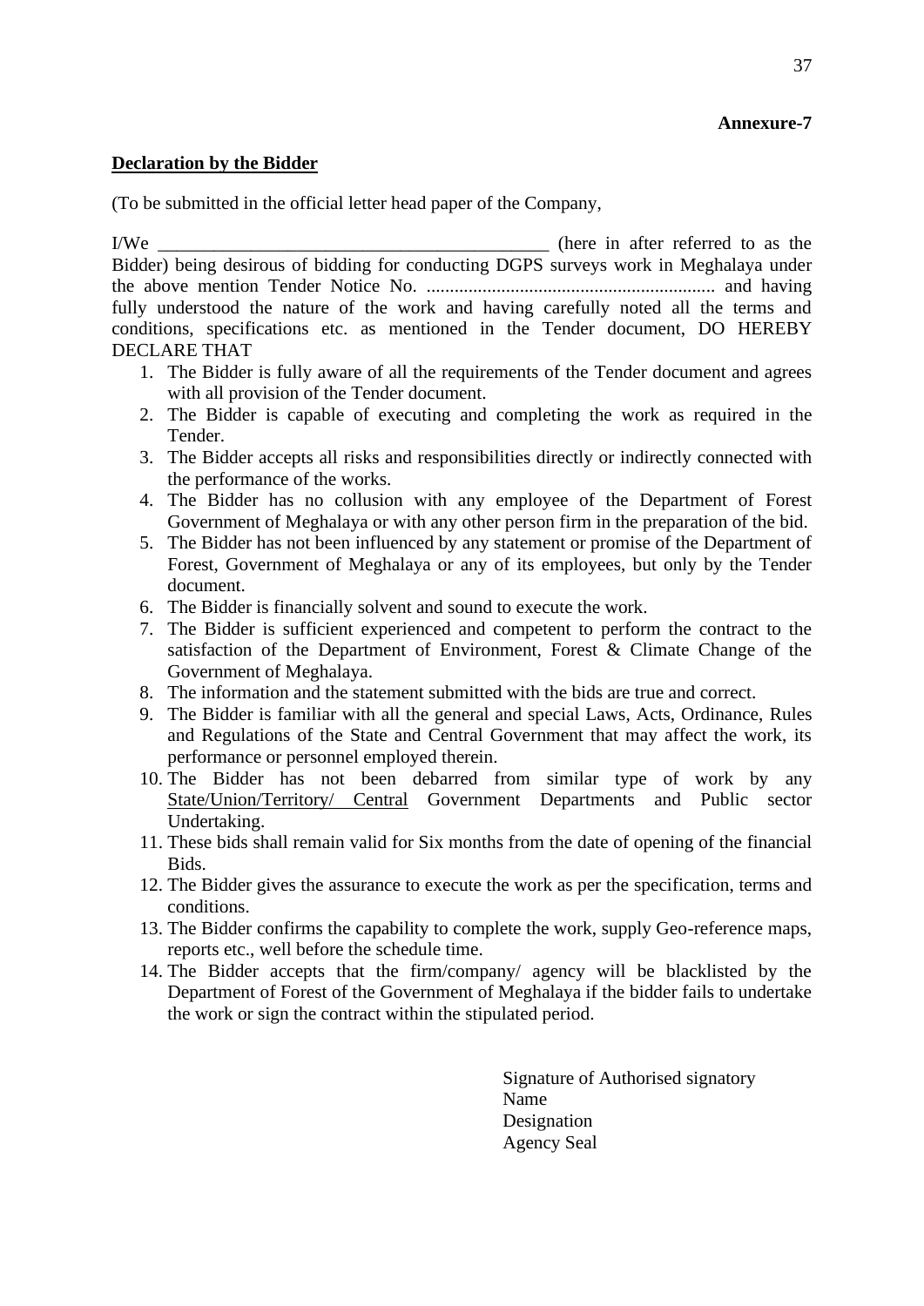**Annexure-7**

**Declaration by the Bidder**

(To be submitted in the official letter head paper of the Company,

I/We __________________________________________ (here in after referred to as the Bidder) being desirous of bidding for conducting DGPS surveys work in Meghalaya under the above mention Tender Notice No. ............................................................ and having fully understood the nature of the work and having carefully noted all the terms and conditions, specifications etc. as mentioned in the Tender document, DO HEREBY DECLARE THAT

1. The Bidder is fully aware of all the requirements of the Tender document and agrees with all provision of the Tender document.
2. The Bidder is capable of executing and completing the work as required in the Tender.
3. The Bidder accepts all risks and responsibilities directly or indirectly connected with the performance of the works.
4. The Bidder has no collusion with any employee of the Department of Forest Government of Meghalaya or with any other person firm in the preparation of the bid.
5. The Bidder has not been influenced by any statement or promise of the Department of Forest, Government of Meghalaya or any of its employees, but only by the Tender document.
6. The Bidder is financially solvent and sound to execute the work.
7. The Bidder is sufficient experienced and competent to perform the contract to the satisfaction of the Department of Environment, Forest & Climate Change of the Government of Meghalaya.
8. The information and the statement submitted with the bids are true and correct.
9. The Bidder is familiar with all the general and special Laws, Acts, Ordinance, Rules and Regulations of the State and Central Government that may affect the work, its performance or personnel employed therein.
10. The Bidder has not been debarred from similar type of work by any State/Union/Territory/ Central Government Departments and Public sector Undertaking.
11. These bids shall remain valid for Six months from the date of opening of the financial Bids.
12. The Bidder gives the assurance to execute the work as per the specification, terms and conditions.
13. The Bidder confirms the capability to complete the work, supply Geo-reference maps, reports etc., well before the schedule time.
14. The Bidder accepts that the firm/company/ agency will be blacklisted by the Department of Forest of the Government of Meghalaya if the bidder fails to undertake the work or sign the contract within the stipulated period.

Signature of Authorised signatory
Name
Designation
Agency Seal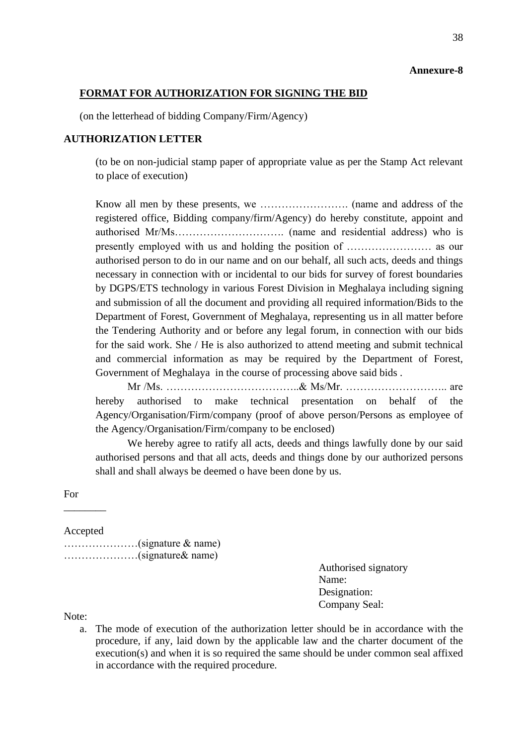**Annexure-8**

**FORMAT FOR AUTHORIZATION FOR SIGNING THE BID**

(on the letterhead of bidding Company/Firm/Agency)

**AUTHORIZATION LETTER**

(to be on non-judicial stamp paper of appropriate value as per the Stamp Act relevant to place of execution)

Know all men by these presents, we ……………………. (name and address of the registered office, Bidding company/firm/Agency) do hereby constitute, appoint and authorised Mr/Ms…………………………. (name and residential address) who is presently employed with us and holding the position of …………………… as our authorised person to do in our name and on our behalf, all such acts, deeds and things necessary in connection with or incidental to our bids for survey of forest boundaries by DGPS/ETS technology in various Forest Division in Meghalaya including signing and submission of all the document and providing all required information/Bids to the Department of Forest, Government of Meghalaya, representing us in all matter before the Tendering Authority and or before any legal forum, in connection with our bids for the said work. She / He is also authorized to attend meeting and submit technical and commercial information as may be required by the Department of Forest, Government of Meghalaya in the course of processing above said bids .

Mr /Ms. ………………………………..& Ms/Mr. ……………………….. are hereby authorised to make technical presentation on behalf of the Agency/Organisation/Firm/company (proof of above person/Persons as employee of the Agency/Organisation/Firm/company to be enclosed)

We hereby agree to ratify all acts, deeds and things lawfully done by our said authorised persons and that all acts, deeds and things done by our authorized persons shall and shall always be deemed o have been done by us.

For

________

Accepted

…………………(signature & name)

…………………(signature& name)

Authorised signatory
Name:
Designation:
Company Seal:

Note:

a. The mode of execution of the authorization letter should be in accordance with the procedure, if any, laid down by the applicable law and the charter document of the execution(s) and when it is so required the same should be under common seal affixed in accordance with the required procedure.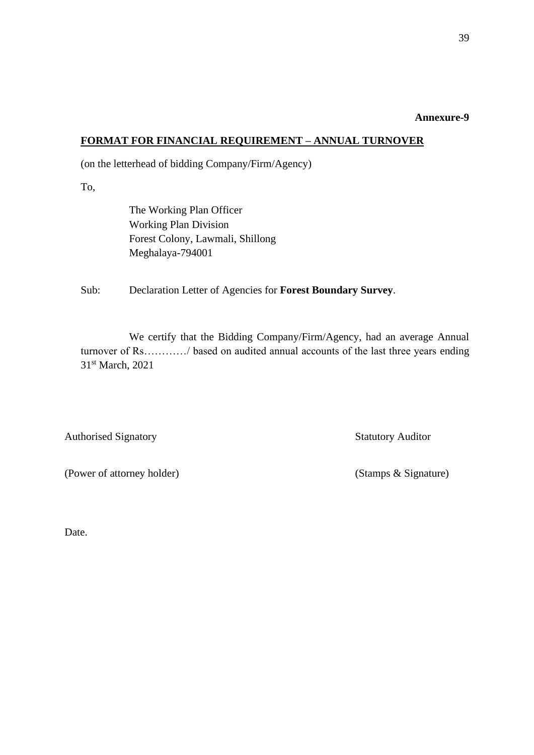**Annexure-9**

## FORMAT FOR FINANCIAL REQUIREMENT – ANNUAL TURNOVER

(on the letterhead of bidding Company/Firm/Agency)

To,

The Working Plan Officer
Working Plan Division
Forest Colony, Lawmali, Shillong
Meghalaya-794001

Sub: Declaration Letter of Agencies for **Forest Boundary Survey**.

We certify that the Bidding Company/Firm/Agency, had an average Annual turnover of Rs…………/ based on audited annual accounts of the last three years ending 31st March, 2021

Authorised Signatory — Statutory Auditor

(Power of attorney holder) — (Stamps & Signature)

Date.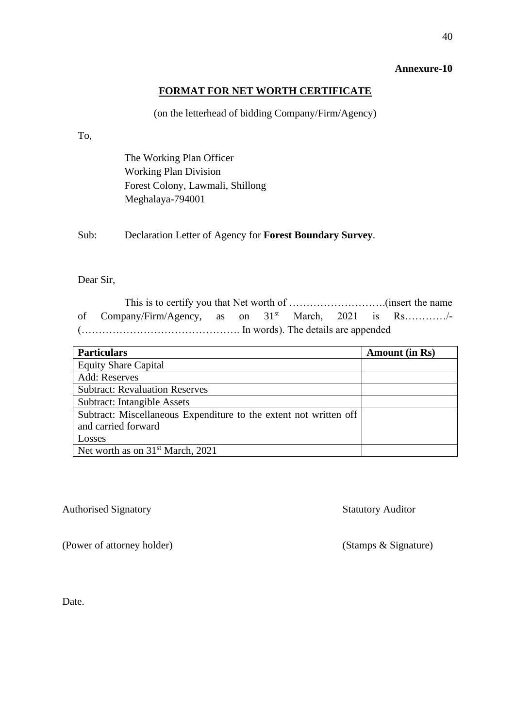**Annexure-10**

## FORMAT FOR NET WORTH CERTIFICATE

(on the letterhead of bidding Company/Firm/Agency)

To,

The Working Plan Officer
Working Plan Division
Forest Colony, Lawmali, Shillong
Meghalaya-794001

Sub: Declaration Letter of Agency for **Forest Boundary Survey**.

Dear Sir,

This is to certify you that Net worth of ……………………….(insert the name of Company/Firm/Agency, as on 31st March, 2021 is Rs………../- (………………………………………. In words). The details are appended

| Particulars | Amount (in Rs) |
|---|---|
| Equity Share Capital | |
| Add: Reserves | |
| Subtract: Revaluation Reserves | |
| Subtract: Intangible Assets | |
| Subtract: Miscellaneous Expenditure to the extent not written off and carried forward Losses | |
| Net worth as on 31st March, 2021 | |

Authorised Signatory

(Power of attorney holder)

Statutory Auditor

(Stamps & Signature)

Date.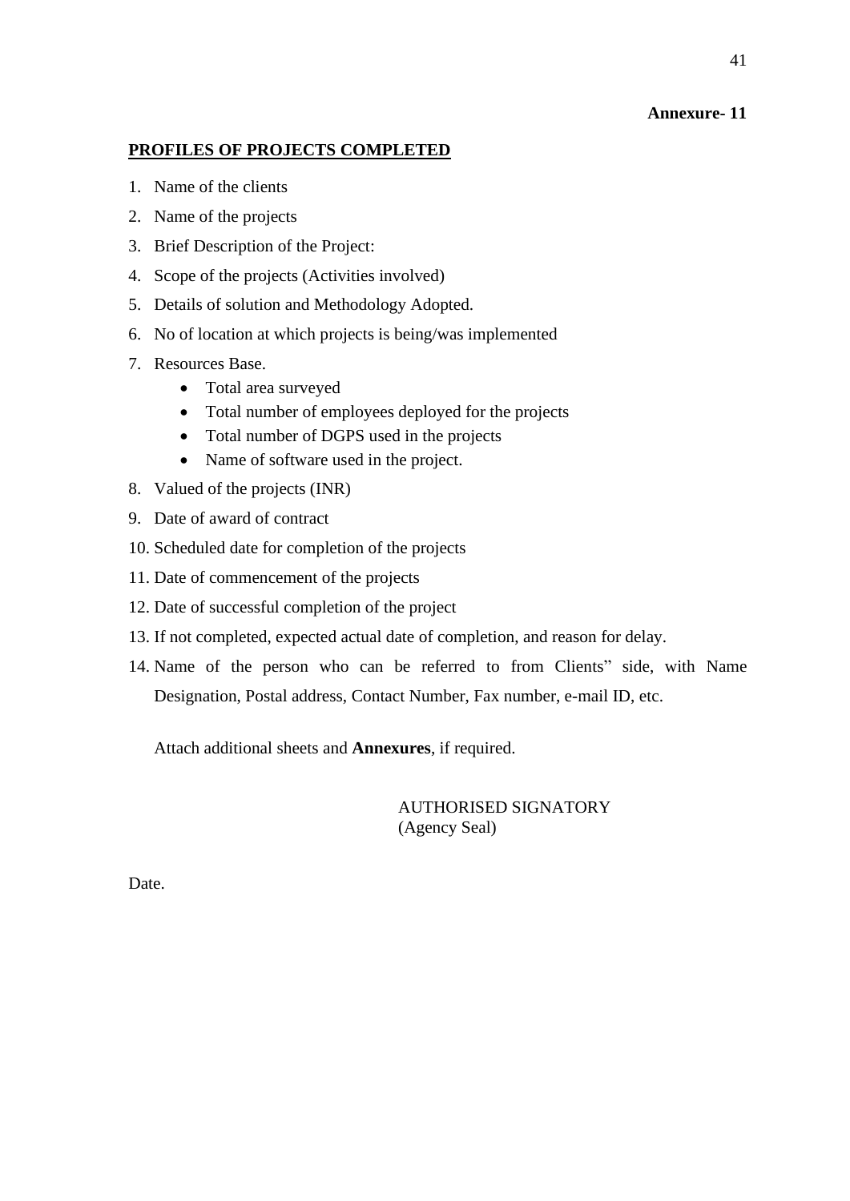**Annexure- 11**

## PROFILES OF PROJECTS COMPLETED

1. Name of the clients
2. Name of the projects
3. Brief Description of the Project:
4. Scope of the projects (Activities involved)
5. Details of solution and Methodology Adopted.
6. No of location at which projects is being/was implemented
7. Resources Base.
    - Total area surveyed
    - Total number of employees deployed for the projects
    - Total number of DGPS used in the projects
    - Name of software used in the project.
8. Valued of the projects (INR)
9. Date of award of contract
10. Scheduled date for completion of the projects
11. Date of commencement of the projects
12. Date of successful completion of the project
13. If not completed, expected actual date of completion, and reason for delay.
14. Name of the person who can be referred to from Clients" side, with Name Designation, Postal address, Contact Number, Fax number, e-mail ID, etc.

Attach additional sheets and **Annexures**, if required.

AUTHORISED SIGNATORY
(Agency Seal)

Date.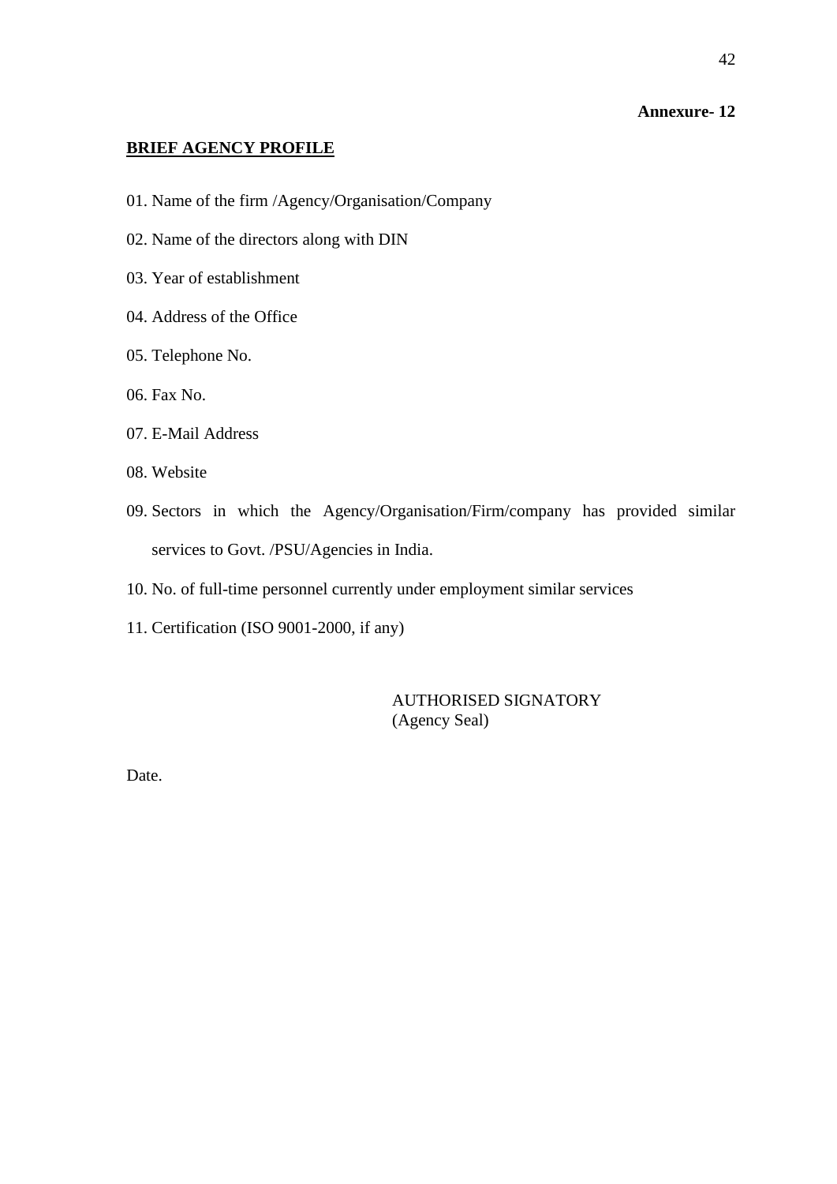**Annexure- 12**

## BRIEF AGENCY PROFILE

01. Name of the firm /Agency/Organisation/Company

02. Name of the directors along with DIN

03. Year of establishment

04. Address of the Office

05. Telephone No.

06. Fax No.

07. E-Mail Address

08. Website

09. Sectors in which the Agency/Organisation/Firm/company has provided similar services to Govt. /PSU/Agencies in India.

10. No. of full-time personnel currently under employment similar services

11. Certification (ISO 9001-2000, if any)

AUTHORISED SIGNATORY
(Agency Seal)

Date.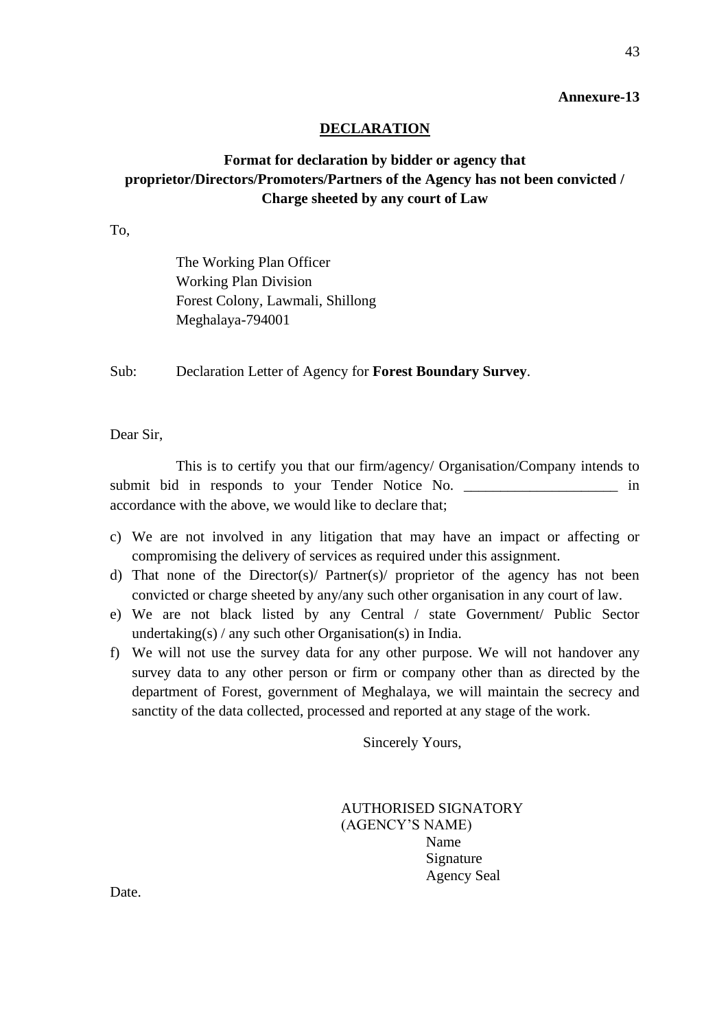**Annexure-13**

## DECLARATION

### Format for declaration by bidder or agency that proprietor/Directors/Promoters/Partners of the Agency has not been convicted / Charge sheeted by any court of Law

To,

The Working Plan Officer
Working Plan Division
Forest Colony, Lawmali, Shillong
Meghalaya-794001

Sub: Declaration Letter of Agency for **Forest Boundary Survey**.

Dear Sir,

This is to certify you that our firm/agency/ Organisation/Company intends to submit bid in responds to your Tender Notice No. ____________________ in accordance with the above, we would like to declare that;

c) We are not involved in any litigation that may have an impact or affecting or compromising the delivery of services as required under this assignment.
d) That none of the Director(s)/ Partner(s)/ proprietor of the agency has not been convicted or charge sheeted by any/any such other organisation in any court of law.
e) We are not black listed by any Central / state Government/ Public Sector undertaking(s) / any such other Organisation(s) in India.
f) We will not use the survey data for any other purpose. We will not handover any survey data to any other person or firm or company other than as directed by the department of Forest, government of Meghalaya, we will maintain the secrecy and sanctity of the data collected, processed and reported at any stage of the work.

Sincerely Yours,

AUTHORISED SIGNATORY
(AGENCY'S NAME)
Name
Signature
Agency Seal

Date.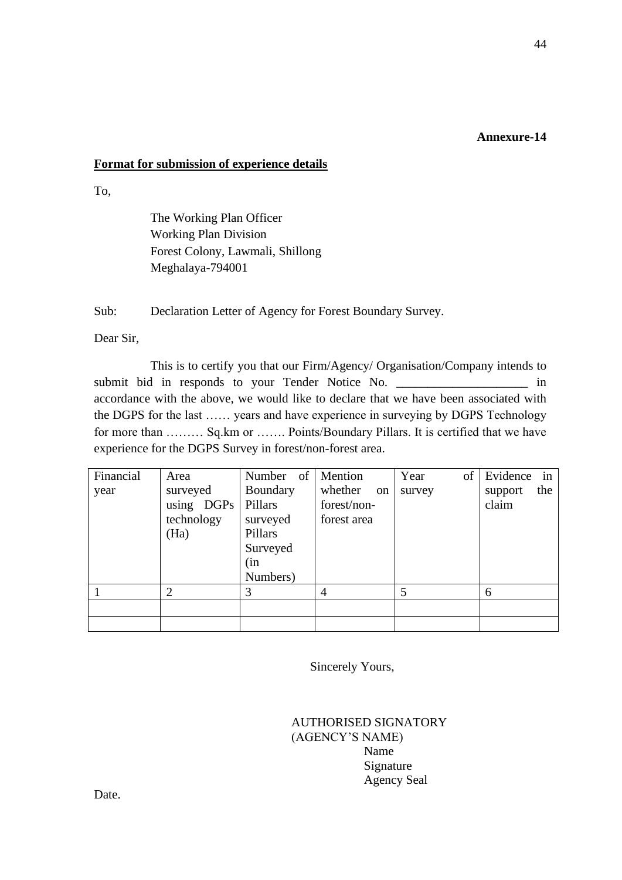**Annexure-14**

**Format for submission of experience details**

To,

The Working Plan Officer
Working Plan Division
Forest Colony, Lawmali, Shillong
Meghalaya-794001

Sub: Declaration Letter of Agency for Forest Boundary Survey.

Dear Sir,

This is to certify you that our Firm/Agency/ Organisation/Company intends to submit bid in responds to your Tender Notice No. ____________________ in accordance with the above, we would like to declare that we have been associated with the DGPS for the last …… years and have experience in surveying by DGPS Technology for more than ……… Sq.km or ……. Points/Boundary Pillars. It is certified that we have experience for the DGPS Survey in forest/non-forest area.

| Financial year | Area surveyed using DGPs technology (Ha) | Number of Boundary Pillars surveyed Pillars Surveyed (in Numbers) | Mention whether on forest/non-forest area | Year of survey | Evidence in support the claim |
|---|---|---|---|---|---|
| 1 | 2 | 3 | 4 | 5 | 6 |
| | | | | | |
| | | | | | |

Sincerely Yours,

AUTHORISED SIGNATORY
(AGENCY'S NAME)
Name
Signature
Agency Seal

Date.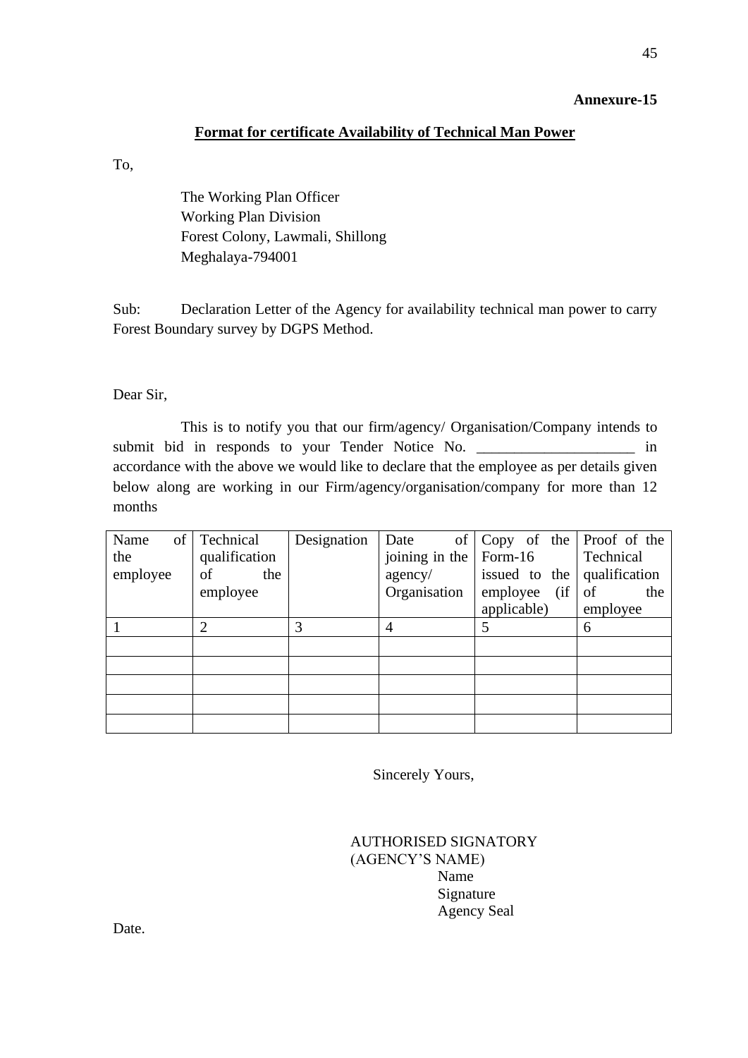**Annexure-15**

**<u>Format for certificate Availability of Technical Man Power</u>**

To,

The Working Plan Officer
Working Plan Division
Forest Colony, Lawmali, Shillong
Meghalaya-794001

Sub: Declaration Letter of the Agency for availability technical man power to carry Forest Boundary survey by DGPS Method.

Dear Sir,

This is to notify you that our firm/agency/ Organisation/Company intends to submit bid in responds to your Tender Notice No. ____________________ in accordance with the above we would like to declare that the employee as per details given below along are working in our Firm/agency/organisation/company for more than 12 months

| Name of the employee | Technical qualification of the employee | Designation | Date of joining in the agency/ Organisation | Copy of the Form-16 issued to the employee (if applicable) | Proof of the Technical qualification of the employee |
|---|---|---|---|---|---|
| 1 | 2 | 3 | 4 | 5 | 6 |
| | | | | | |
| | | | | | |
| | | | | | |
| | | | | | |
| | | | | | |

Sincerely Yours,

AUTHORISED SIGNATORY
(AGENCY'S NAME)
Name
Signature
Agency Seal

Date.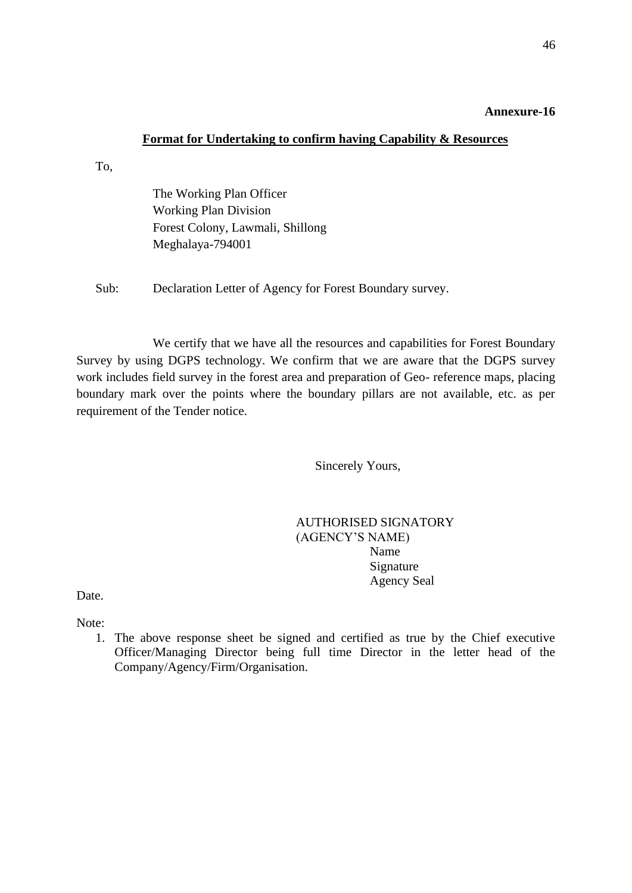**Annexure-16**

## Format for Undertaking to confirm having Capability & Resources

To,

The Working Plan Officer
Working Plan Division
Forest Colony, Lawmali, Shillong
Meghalaya-794001

Sub: Declaration Letter of Agency for Forest Boundary survey.

We certify that we have all the resources and capabilities for Forest Boundary Survey by using DGPS technology. We confirm that we are aware that the DGPS survey work includes field survey in the forest area and preparation of Geo- reference maps, placing boundary mark over the points where the boundary pillars are not available, etc. as per requirement of the Tender notice.

Sincerely Yours,

AUTHORISED SIGNATORY
(AGENCY'S NAME)
Name
Signature
Agency Seal

Date.

Note:

1. The above response sheet be signed and certified as true by the Chief executive Officer/Managing Director being full time Director in the letter head of the Company/Agency/Firm/Organisation.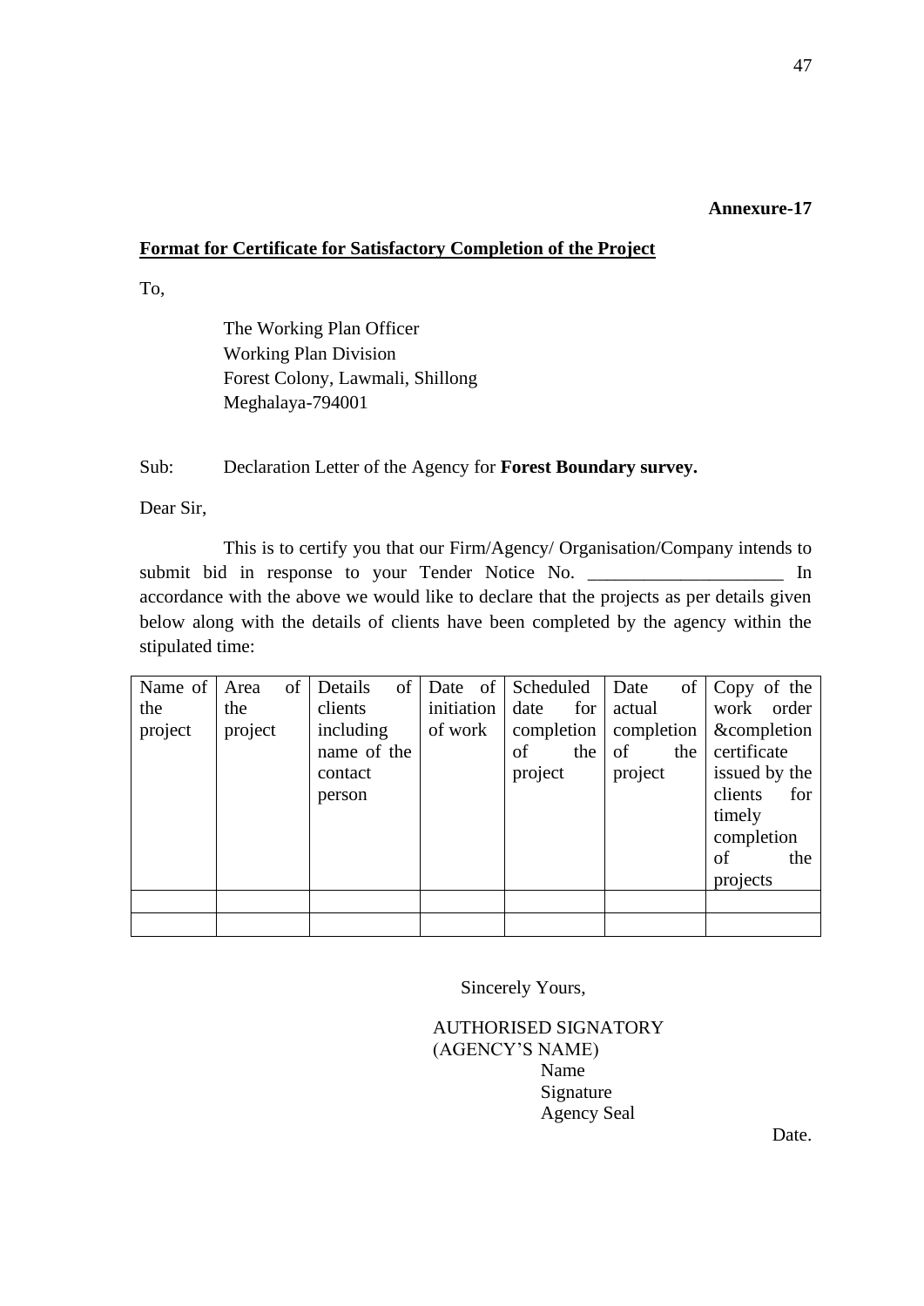**Annexure-17**

**Format for Certificate for Satisfactory Completion of the Project**

To,

The Working Plan Officer
Working Plan Division
Forest Colony, Lawmali, Shillong
Meghalaya-794001

Sub: Declaration Letter of the Agency for **Forest Boundary survey.**

Dear Sir,

This is to certify you that our Firm/Agency/ Organisation/Company intends to submit bid in response to your Tender Notice No. _____________________ In accordance with the above we would like to declare that the projects as per details given below along with the details of clients have been completed by the agency within the stipulated time:

| Name of the project | Area of the project | Details of clients including name of the contact person | Date of initiation of work | Scheduled date for completion of the project | Date of actual completion of the project | Copy of the work order &completion certificate issued by the clients for timely completion of the projects |
|---|---|---|---|---|---|---|
| | | | | | | |
| | | | | | | |

Sincerely Yours,

AUTHORISED SIGNATORY
(AGENCY'S NAME)
Name
Signature
Agency Seal

Date.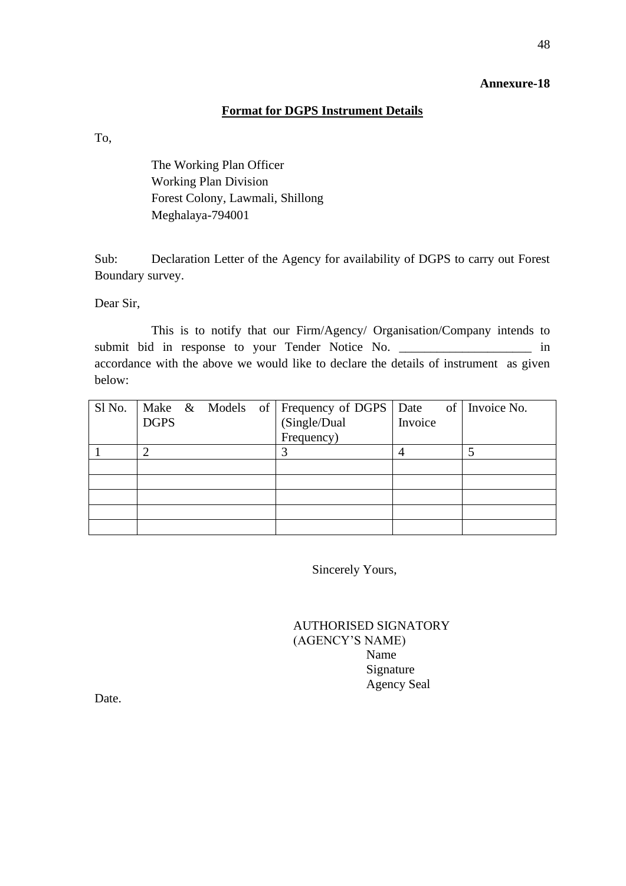**Annexure-18**

## Format for DGPS Instrument Details

To,

The Working Plan Officer
Working Plan Division
Forest Colony, Lawmali, Shillong
Meghalaya-794001

Sub: Declaration Letter of the Agency for availability of DGPS to carry out Forest Boundary survey.

Dear Sir,

This is to notify that our Firm/Agency/ Organisation/Company intends to submit bid in response to your Tender Notice No. ____________________ in accordance with the above we would like to declare the details of instrument as given below:

| Sl No. | Make & Models of DGPS | Frequency of DGPS (Single/Dual Frequency) | Date of Invoice | Invoice No. |
|---|---|---|---|---|
| 1 | 2 | 3 | 4 | 5 |
| | | | | |
| | | | | |
| | | | | |
| | | | | |
| | | | | |

Sincerely Yours,

AUTHORISED SIGNATORY
(AGENCY'S NAME)
Name
Signature
Agency Seal

Date.